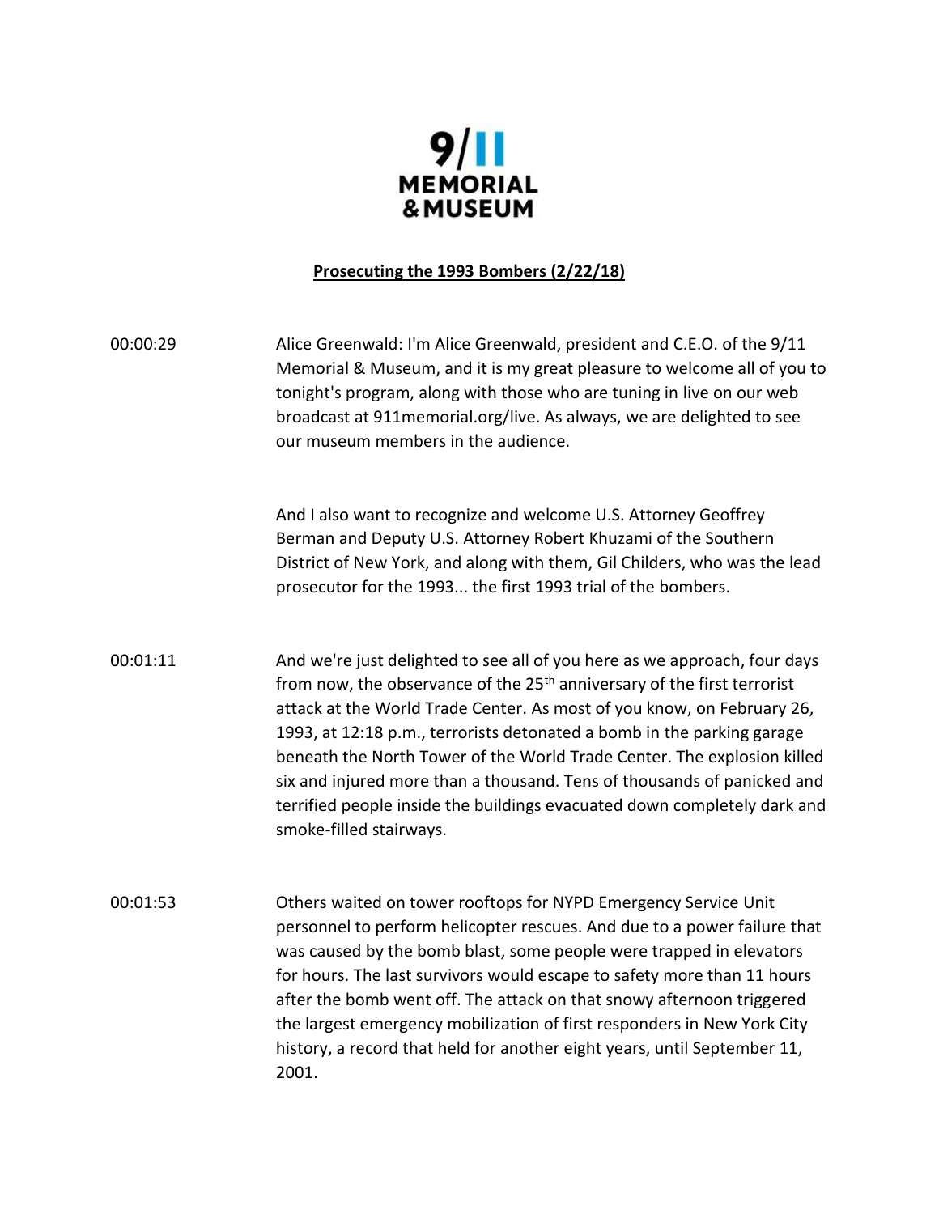9/11 MEMORIAL & MUSEUM

**Prosecuting the 1993 Bombers (2/22/18)**

00:00:29 Alice Greenwald: I'm Alice Greenwald, president and C.E.O. of the 9/11 Memorial & Museum, and it is my great pleasure to welcome all of you to tonight's program, along with those who are tuning in live on our web broadcast at 911memorial.org/live. As always, we are delighted to see our museum members in the audience.

And I also want to recognize and welcome U.S. Attorney Geoffrey Berman and Deputy U.S. Attorney Robert Khuzami of the Southern District of New York, and along with them, Gil Childers, who was the lead prosecutor for the 1993... the first 1993 trial of the bombers.

00:01:11 And we're just delighted to see all of you here as we approach, four days from now, the observance of the 25th anniversary of the first terrorist attack at the World Trade Center. As most of you know, on February 26, 1993, at 12:18 p.m., terrorists detonated a bomb in the parking garage beneath the North Tower of the World Trade Center. The explosion killed six and injured more than a thousand. Tens of thousands of panicked and terrified people inside the buildings evacuated down completely dark and smoke-filled stairways.

00:01:53 Others waited on tower rooftops for NYPD Emergency Service Unit personnel to perform helicopter rescues. And due to a power failure that was caused by the bomb blast, some people were trapped in elevators for hours. The last survivors would escape to safety more than 11 hours after the bomb went off. The attack on that snowy afternoon triggered the largest emergency mobilization of first responders in New York City history, a record that held for another eight years, until September 11, 2001.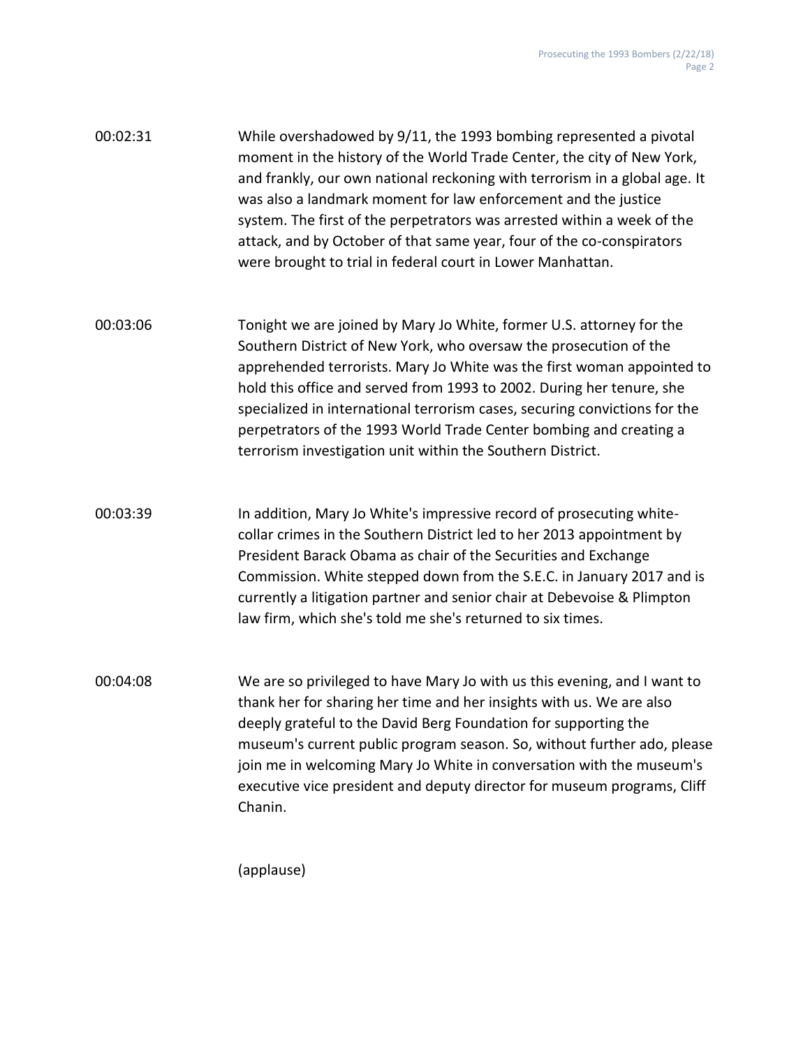00:02:31 While overshadowed by 9/11, the 1993 bombing represented a pivotal moment in the history of the World Trade Center, the city of New York, and frankly, our own national reckoning with terrorism in a global age. It was also a landmark moment for law enforcement and the justice system. The first of the perpetrators was arrested within a week of the attack, and by October of that same year, four of the co-conspirators were brought to trial in federal court in Lower Manhattan.

00:03:06 Tonight we are joined by Mary Jo White, former U.S. attorney for the Southern District of New York, who oversaw the prosecution of the apprehended terrorists. Mary Jo White was the first woman appointed to hold this office and served from 1993 to 2002. During her tenure, she specialized in international terrorism cases, securing convictions for the perpetrators of the 1993 World Trade Center bombing and creating a terrorism investigation unit within the Southern District.

00:03:39 In addition, Mary Jo White's impressive record of prosecuting white-collar crimes in the Southern District led to her 2013 appointment by President Barack Obama as chair of the Securities and Exchange Commission. White stepped down from the S.E.C. in January 2017 and is currently a litigation partner and senior chair at Debevoise & Plimpton law firm, which she's told me she's returned to six times.

00:04:08 We are so privileged to have Mary Jo with us this evening, and I want to thank her for sharing her time and her insights with us. We are also deeply grateful to the David Berg Foundation for supporting the museum's current public program season. So, without further ado, please join me in welcoming Mary Jo White in conversation with the museum's executive vice president and deputy director for museum programs, Cliff Chanin.

(applause)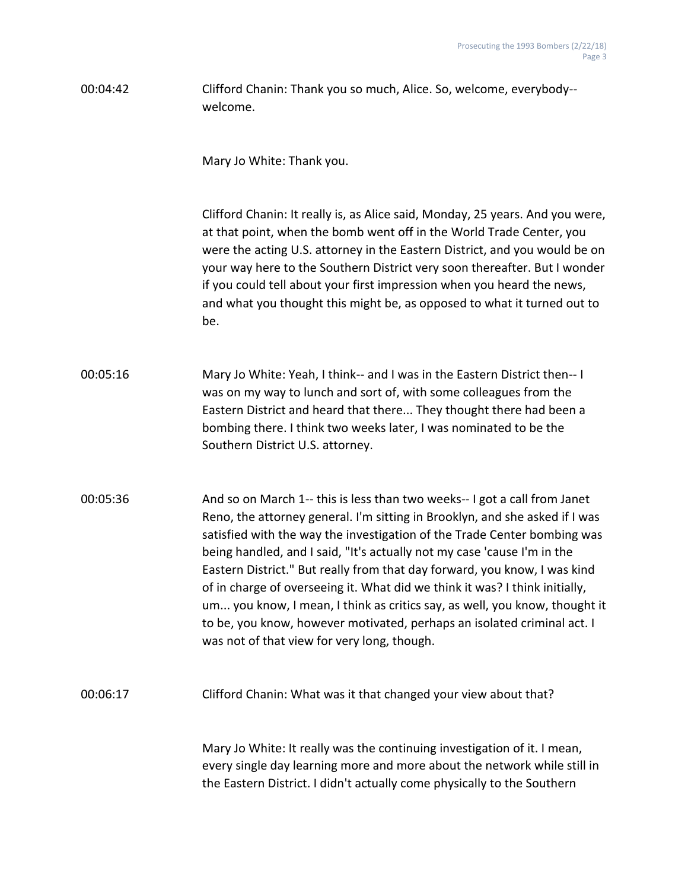00:04:42 Clifford Chanin: Thank you so much, Alice. So, welcome, everybody--welcome.

Mary Jo White: Thank you.

Clifford Chanin: It really is, as Alice said, Monday, 25 years. And you were, at that point, when the bomb went off in the World Trade Center, you were the acting U.S. attorney in the Eastern District, and you would be on your way here to the Southern District very soon thereafter. But I wonder if you could tell about your first impression when you heard the news, and what you thought this might be, as opposed to what it turned out to be.

00:05:16 Mary Jo White: Yeah, I think-- and I was in the Eastern District then-- I was on my way to lunch and sort of, with some colleagues from the Eastern District and heard that there... They thought there had been a bombing there. I think two weeks later, I was nominated to be the Southern District U.S. attorney.

00:05:36 And so on March 1-- this is less than two weeks-- I got a call from Janet Reno, the attorney general. I'm sitting in Brooklyn, and she asked if I was satisfied with the way the investigation of the Trade Center bombing was being handled, and I said, "It's actually not my case 'cause I'm in the Eastern District." But really from that day forward, you know, I was kind of in charge of overseeing it. What did we think it was? I think initially, um... you know, I mean, I think as critics say, as well, you know, thought it to be, you know, however motivated, perhaps an isolated criminal act. I was not of that view for very long, though.

00:06:17 Clifford Chanin: What was it that changed your view about that?

Mary Jo White: It really was the continuing investigation of it. I mean, every single day learning more and more about the network while still in the Eastern District. I didn't actually come physically to the Southern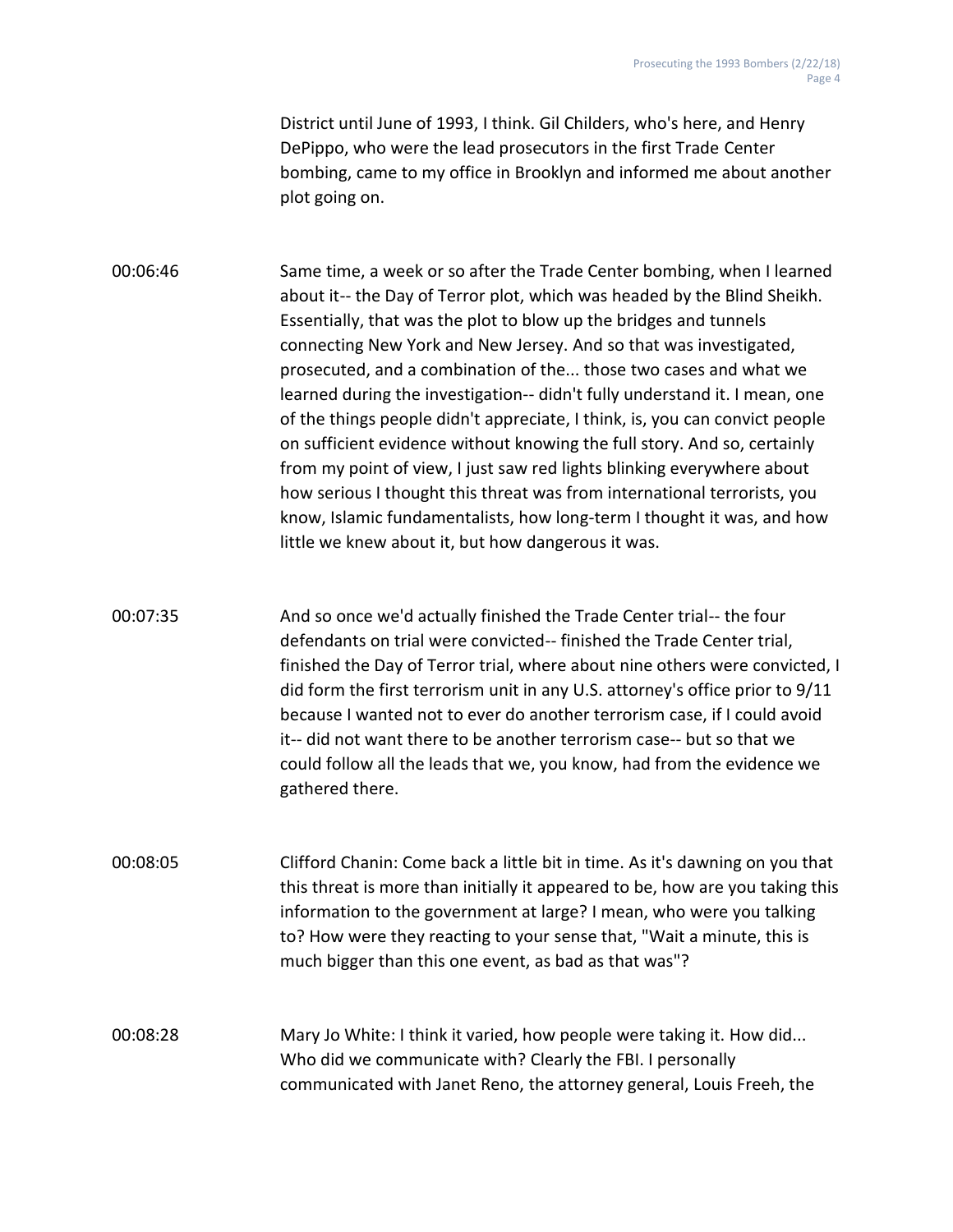District until June of 1993, I think. Gil Childers, who's here, and Henry DePippo, who were the lead prosecutors in the first Trade Center bombing, came to my office in Brooklyn and informed me about another plot going on.

00:06:46 Same time, a week or so after the Trade Center bombing, when I learned about it-- the Day of Terror plot, which was headed by the Blind Sheikh. Essentially, that was the plot to blow up the bridges and tunnels connecting New York and New Jersey. And so that was investigated, prosecuted, and a combination of the... those two cases and what we learned during the investigation-- didn't fully understand it. I mean, one of the things people didn't appreciate, I think, is, you can convict people on sufficient evidence without knowing the full story. And so, certainly from my point of view, I just saw red lights blinking everywhere about how serious I thought this threat was from international terrorists, you know, Islamic fundamentalists, how long-term I thought it was, and how little we knew about it, but how dangerous it was.

00:07:35 And so once we'd actually finished the Trade Center trial-- the four defendants on trial were convicted-- finished the Trade Center trial, finished the Day of Terror trial, where about nine others were convicted, I did form the first terrorism unit in any U.S. attorney's office prior to 9/11 because I wanted not to ever do another terrorism case, if I could avoid it-- did not want there to be another terrorism case-- but so that we could follow all the leads that we, you know, had from the evidence we gathered there.

00:08:05 Clifford Chanin: Come back a little bit in time. As it's dawning on you that this threat is more than initially it appeared to be, how are you taking this information to the government at large? I mean, who were you talking to? How were they reacting to your sense that, "Wait a minute, this is much bigger than this one event, as bad as that was"?

00:08:28 Mary Jo White: I think it varied, how people were taking it. How did... Who did we communicate with? Clearly the FBI. I personally communicated with Janet Reno, the attorney general, Louis Freeh, the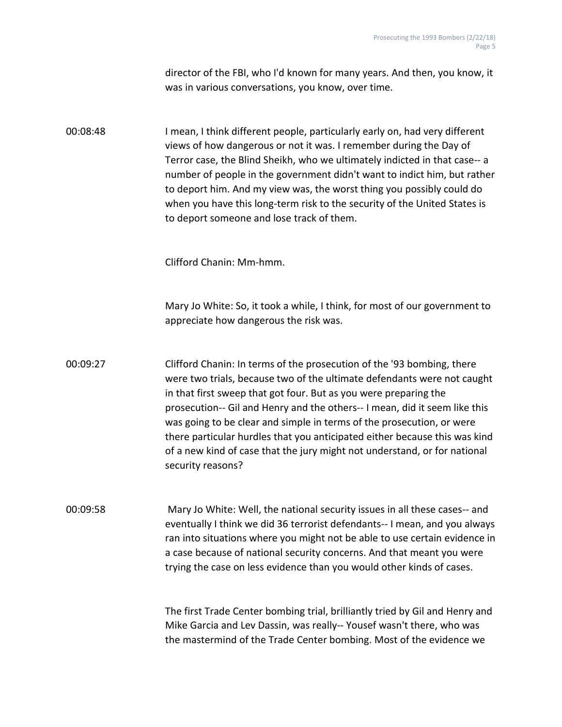director of the FBI, who I'd known for many years. And then, you know, it was in various conversations, you know, over time.

00:08:48 I mean, I think different people, particularly early on, had very different views of how dangerous or not it was. I remember during the Day of Terror case, the Blind Sheikh, who we ultimately indicted in that case-- a number of people in the government didn't want to indict him, but rather to deport him. And my view was, the worst thing you possibly could do when you have this long-term risk to the security of the United States is to deport someone and lose track of them.

Clifford Chanin: Mm-hmm.

Mary Jo White: So, it took a while, I think, for most of our government to appreciate how dangerous the risk was.

00:09:27 Clifford Chanin: In terms of the prosecution of the '93 bombing, there were two trials, because two of the ultimate defendants were not caught in that first sweep that got four. But as you were preparing the prosecution-- Gil and Henry and the others-- I mean, did it seem like this was going to be clear and simple in terms of the prosecution, or were there particular hurdles that you anticipated either because this was kind of a new kind of case that the jury might not understand, or for national security reasons?

00:09:58 Mary Jo White: Well, the national security issues in all these cases-- and eventually I think we did 36 terrorist defendants-- I mean, and you always ran into situations where you might not be able to use certain evidence in a case because of national security concerns. And that meant you were trying the case on less evidence than you would other kinds of cases.

The first Trade Center bombing trial, brilliantly tried by Gil and Henry and Mike Garcia and Lev Dassin, was really-- Yousef wasn't there, who was the mastermind of the Trade Center bombing. Most of the evidence we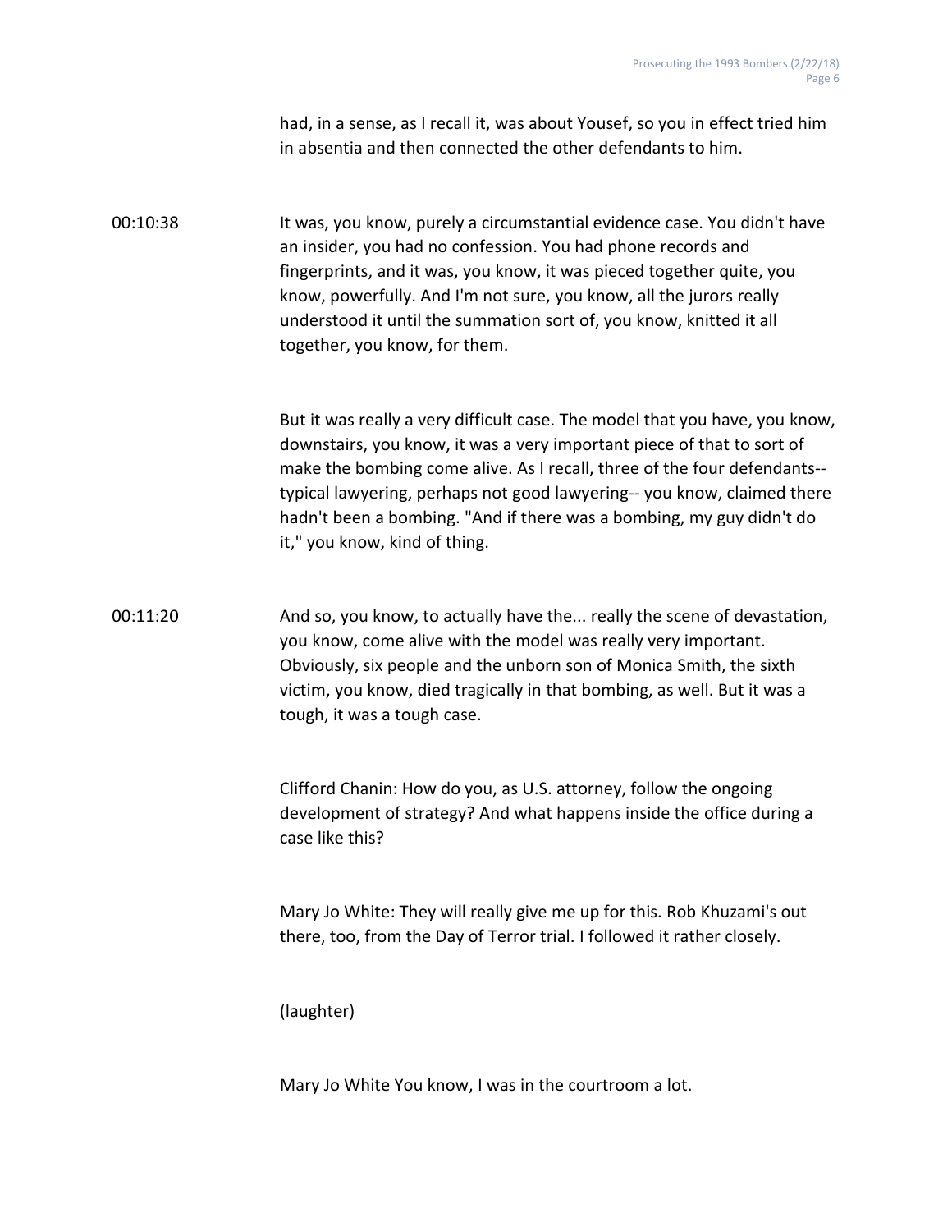had, in a sense, as I recall it, was about Yousef, so you in effect tried him in absentia and then connected the other defendants to him.

00:10:38 It was, you know, purely a circumstantial evidence case. You didn't have an insider, you had no confession. You had phone records and fingerprints, and it was, you know, it was pieced together quite, you know, powerfully. And I'm not sure, you know, all the jurors really understood it until the summation sort of, you know, knitted it all together, you know, for them.

But it was really a very difficult case. The model that you have, you know, downstairs, you know, it was a very important piece of that to sort of make the bombing come alive. As I recall, three of the four defendants-- typical lawyering, perhaps not good lawyering-- you know, claimed there hadn't been a bombing. "And if there was a bombing, my guy didn't do it," you know, kind of thing.

00:11:20 And so, you know, to actually have the... really the scene of devastation, you know, come alive with the model was really very important. Obviously, six people and the unborn son of Monica Smith, the sixth victim, you know, died tragically in that bombing, as well. But it was a tough, it was a tough case.

Clifford Chanin: How do you, as U.S. attorney, follow the ongoing development of strategy? And what happens inside the office during a case like this?

Mary Jo White: They will really give me up for this. Rob Khuzami's out there, too, from the Day of Terror trial. I followed it rather closely.

(laughter)

Mary Jo White You know, I was in the courtroom a lot.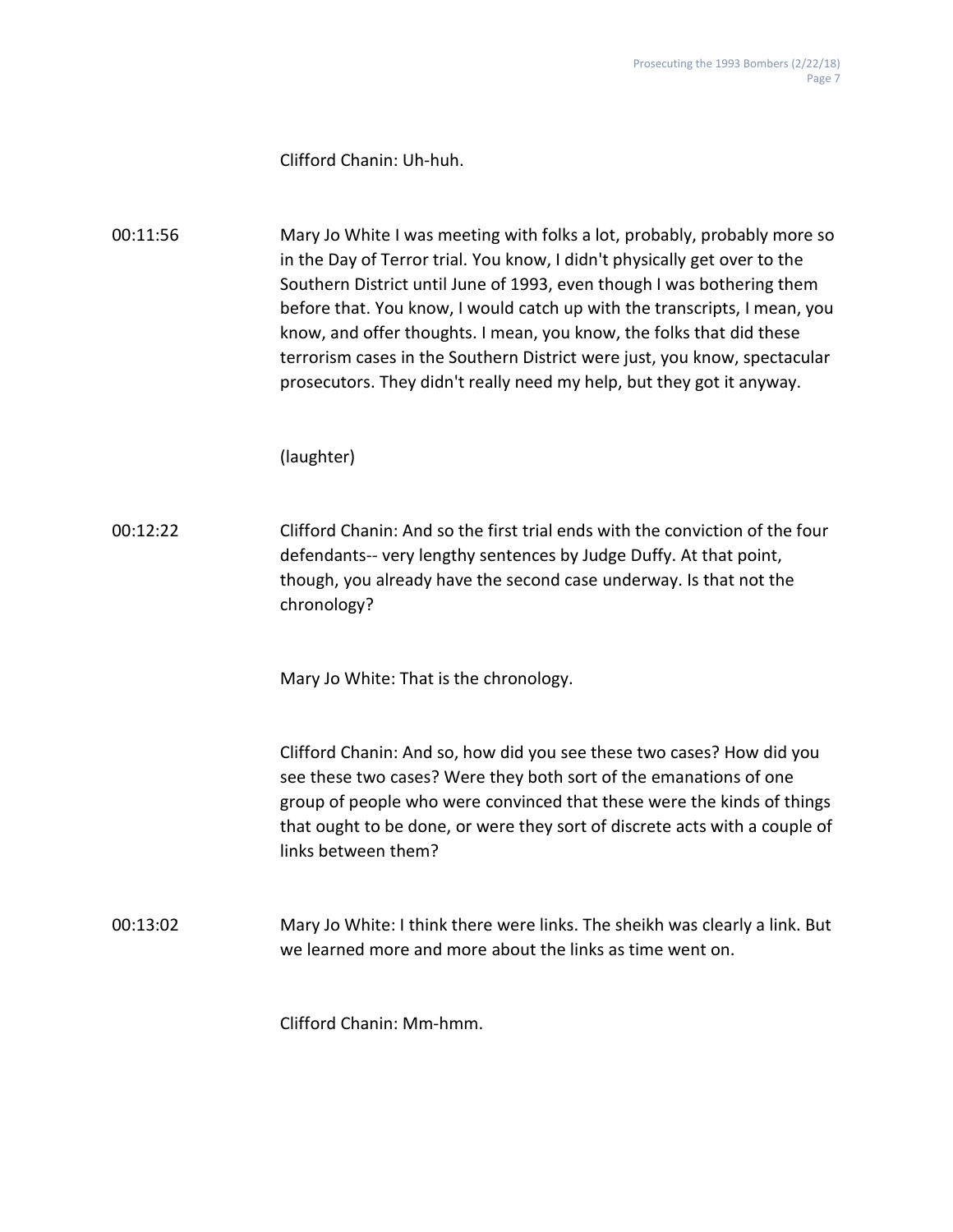Clifford Chanin: Uh-huh.

00:11:56 Mary Jo White I was meeting with folks a lot, probably, probably more so in the Day of Terror trial. You know, I didn't physically get over to the Southern District until June of 1993, even though I was bothering them before that. You know, I would catch up with the transcripts, I mean, you know, and offer thoughts. I mean, you know, the folks that did these terrorism cases in the Southern District were just, you know, spectacular prosecutors. They didn't really need my help, but they got it anyway.

(laughter)

00:12:22 Clifford Chanin: And so the first trial ends with the conviction of the four defendants-- very lengthy sentences by Judge Duffy. At that point, though, you already have the second case underway. Is that not the chronology?

Mary Jo White: That is the chronology.

Clifford Chanin: And so, how did you see these two cases? How did you see these two cases? Were they both sort of the emanations of one group of people who were convinced that these were the kinds of things that ought to be done, or were they sort of discrete acts with a couple of links between them?

00:13:02 Mary Jo White: I think there were links. The sheikh was clearly a link. But we learned more and more about the links as time went on.

Clifford Chanin: Mm-hmm.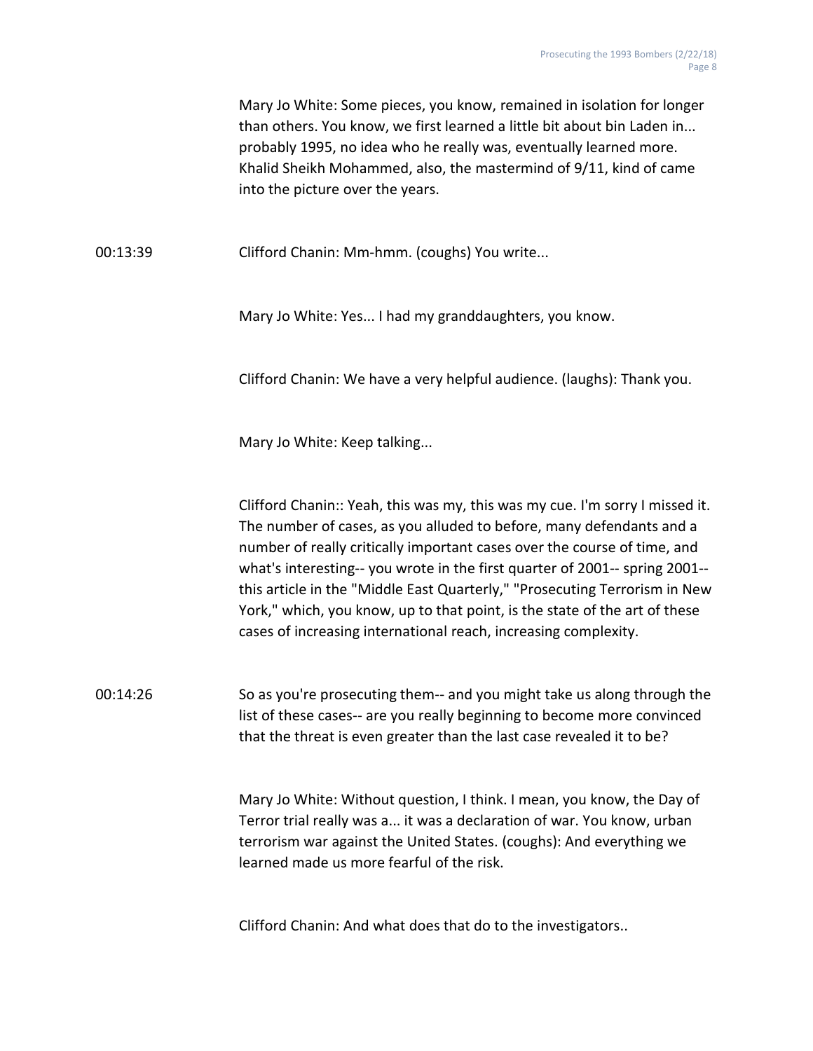Mary Jo White: Some pieces, you know, remained in isolation for longer than others. You know, we first learned a little bit about bin Laden in... probably 1995, no idea who he really was, eventually learned more. Khalid Sheikh Mohammed, also, the mastermind of 9/11, kind of came into the picture over the years.

00:13:39 Clifford Chanin: Mm-hmm. (coughs) You write...

Mary Jo White: Yes... I had my granddaughters, you know.

Clifford Chanin: We have a very helpful audience. (laughs): Thank you.

Mary Jo White: Keep talking...

Clifford Chanin:: Yeah, this was my, this was my cue. I'm sorry I missed it. The number of cases, as you alluded to before, many defendants and a number of really critically important cases over the course of time, and what's interesting-- you wrote in the first quarter of 2001-- spring 2001-- this article in the "Middle East Quarterly," "Prosecuting Terrorism in New York," which, you know, up to that point, is the state of the art of these cases of increasing international reach, increasing complexity.

00:14:26 So as you're prosecuting them-- and you might take us along through the list of these cases-- are you really beginning to become more convinced that the threat is even greater than the last case revealed it to be?

Mary Jo White: Without question, I think. I mean, you know, the Day of Terror trial really was a... it was a declaration of war. You know, urban terrorism war against the United States. (coughs): And everything we learned made us more fearful of the risk.

Clifford Chanin: And what does that do to the investigators..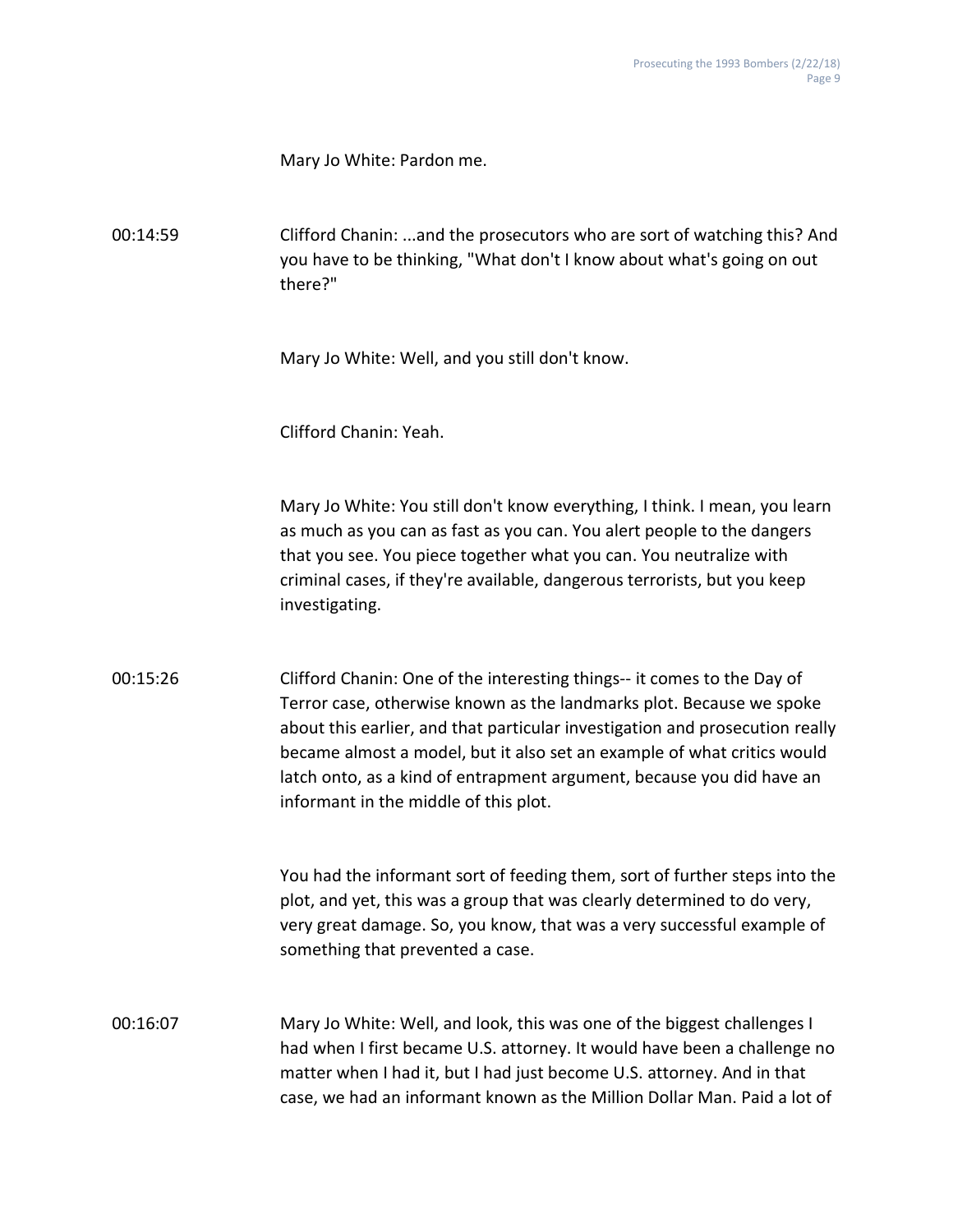Mary Jo White: Pardon me.

00:14:59 Clifford Chanin: ...and the prosecutors who are sort of watching this? And you have to be thinking, "What don't I know about what's going on out there?"

Mary Jo White: Well, and you still don't know.

Clifford Chanin: Yeah.

Mary Jo White: You still don't know everything, I think. I mean, you learn as much as you can as fast as you can. You alert people to the dangers that you see. You piece together what you can. You neutralize with criminal cases, if they're available, dangerous terrorists, but you keep investigating.

00:15:26 Clifford Chanin: One of the interesting things-- it comes to the Day of Terror case, otherwise known as the landmarks plot. Because we spoke about this earlier, and that particular investigation and prosecution really became almost a model, but it also set an example of what critics would latch onto, as a kind of entrapment argument, because you did have an informant in the middle of this plot.

You had the informant sort of feeding them, sort of further steps into the plot, and yet, this was a group that was clearly determined to do very, very great damage. So, you know, that was a very successful example of something that prevented a case.

00:16:07 Mary Jo White: Well, and look, this was one of the biggest challenges I had when I first became U.S. attorney. It would have been a challenge no matter when I had it, but I had just become U.S. attorney. And in that case, we had an informant known as the Million Dollar Man. Paid a lot of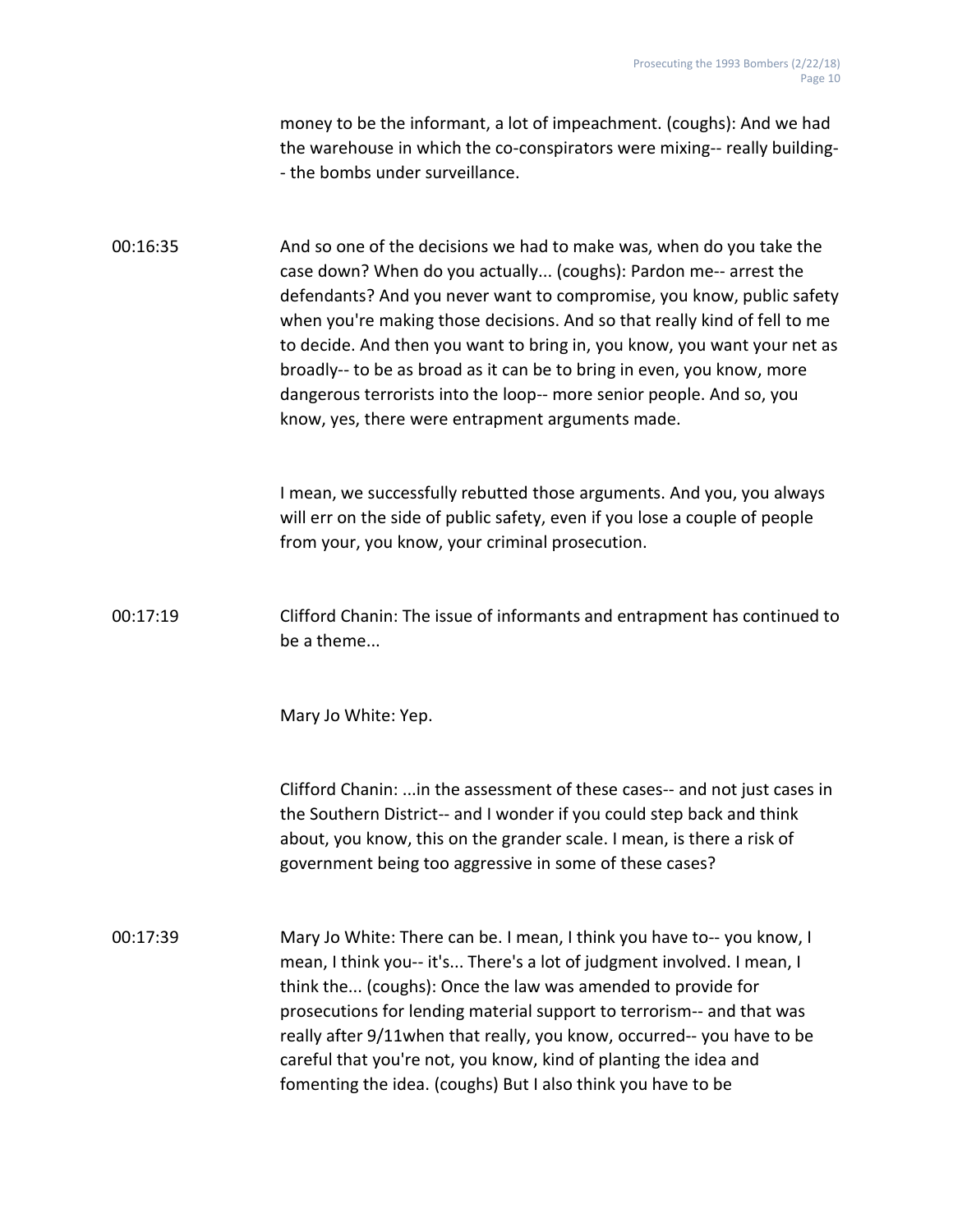money to be the informant, a lot of impeachment. (coughs): And we had the warehouse in which the co-conspirators were mixing-- really building-- the bombs under surveillance.

00:16:35 And so one of the decisions we had to make was, when do you take the case down? When do you actually... (coughs): Pardon me-- arrest the defendants? And you never want to compromise, you know, public safety when you're making those decisions. And so that really kind of fell to me to decide. And then you want to bring in, you know, you want your net as broadly-- to be as broad as it can be to bring in even, you know, more dangerous terrorists into the loop-- more senior people. And so, you know, yes, there were entrapment arguments made.

I mean, we successfully rebutted those arguments. And you, you always will err on the side of public safety, even if you lose a couple of people from your, you know, your criminal prosecution.

00:17:19 Clifford Chanin: The issue of informants and entrapment has continued to be a theme...

Mary Jo White: Yep.

Clifford Chanin: ...in the assessment of these cases-- and not just cases in the Southern District-- and I wonder if you could step back and think about, you know, this on the grander scale. I mean, is there a risk of government being too aggressive in some of these cases?

00:17:39 Mary Jo White: There can be. I mean, I think you have to-- you know, I mean, I think you-- it's... There's a lot of judgment involved. I mean, I think the... (coughs): Once the law was amended to provide for prosecutions for lending material support to terrorism-- and that was really after 9/11when that really, you know, occurred-- you have to be careful that you're not, you know, kind of planting the idea and fomenting the idea. (coughs) But I also think you have to be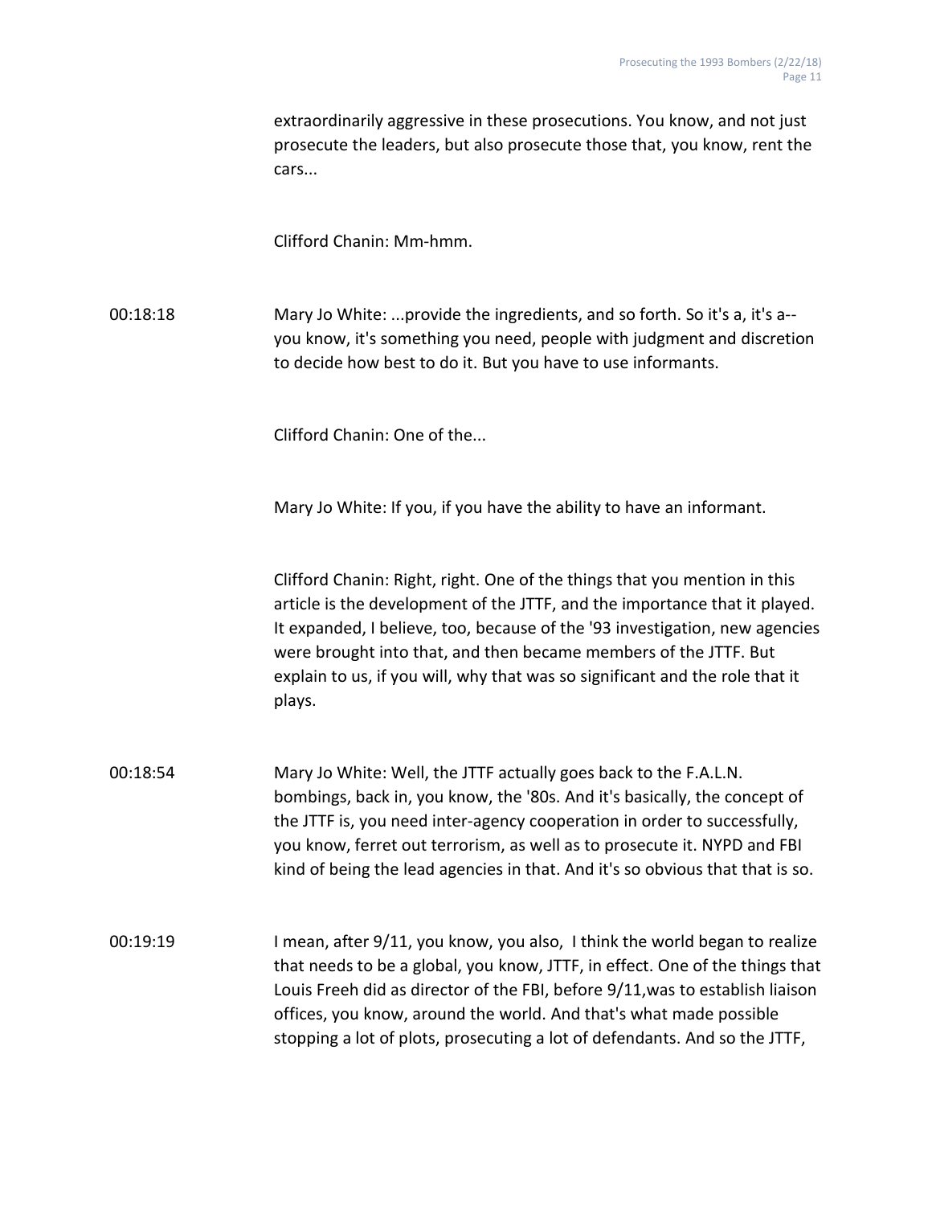extraordinarily aggressive in these prosecutions. You know, and not just prosecute the leaders, but also prosecute those that, you know, rent the cars...

Clifford Chanin: Mm-hmm.

00:18:18 Mary Jo White: ...provide the ingredients, and so forth. So it's a, it's a-- you know, it's something you need, people with judgment and discretion to decide how best to do it. But you have to use informants.

Clifford Chanin: One of the...

Mary Jo White: If you, if you have the ability to have an informant.

Clifford Chanin: Right, right. One of the things that you mention in this article is the development of the JTTF, and the importance that it played. It expanded, I believe, too, because of the '93 investigation, new agencies were brought into that, and then became members of the JTTF. But explain to us, if you will, why that was so significant and the role that it plays.

00:18:54 Mary Jo White: Well, the JTTF actually goes back to the F.A.L.N. bombings, back in, you know, the '80s. And it's basically, the concept of the JTTF is, you need inter-agency cooperation in order to successfully, you know, ferret out terrorism, as well as to prosecute it. NYPD and FBI kind of being the lead agencies in that. And it's so obvious that that is so.

00:19:19 I mean, after 9/11, you know, you also, I think the world began to realize that needs to be a global, you know, JTTF, in effect. One of the things that Louis Freeh did as director of the FBI, before 9/11,was to establish liaison offices, you know, around the world. And that's what made possible stopping a lot of plots, prosecuting a lot of defendants. And so the JTTF,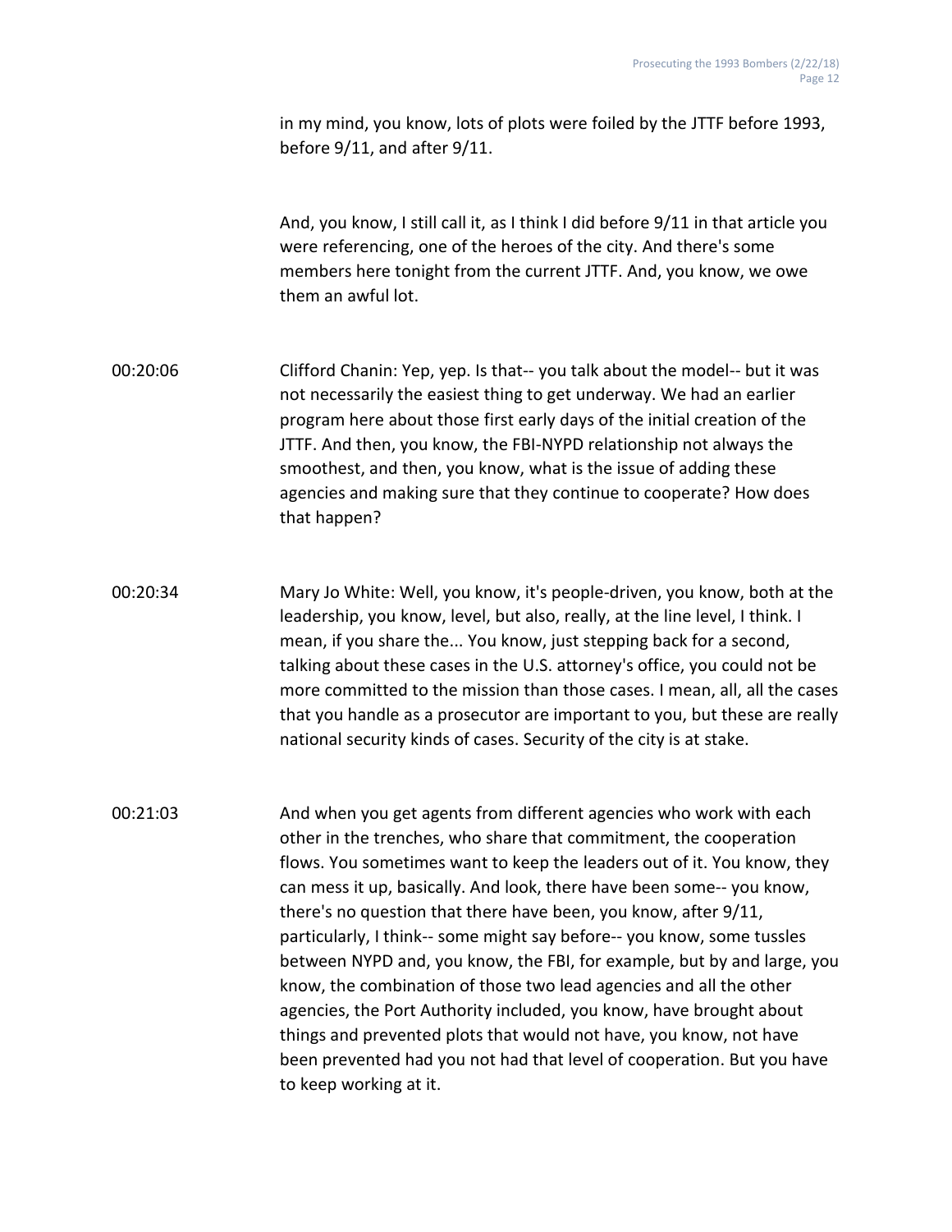in my mind, you know, lots of plots were foiled by the JTTF before 1993, before 9/11, and after 9/11.

And, you know, I still call it, as I think I did before 9/11 in that article you were referencing, one of the heroes of the city. And there's some members here tonight from the current JTTF. And, you know, we owe them an awful lot.

00:20:06 Clifford Chanin: Yep, yep. Is that-- you talk about the model-- but it was not necessarily the easiest thing to get underway. We had an earlier program here about those first early days of the initial creation of the JTTF. And then, you know, the FBI-NYPD relationship not always the smoothest, and then, you know, what is the issue of adding these agencies and making sure that they continue to cooperate? How does that happen?

00:20:34 Mary Jo White: Well, you know, it's people-driven, you know, both at the leadership, you know, level, but also, really, at the line level, I think. I mean, if you share the... You know, just stepping back for a second, talking about these cases in the U.S. attorney's office, you could not be more committed to the mission than those cases. I mean, all, all the cases that you handle as a prosecutor are important to you, but these are really national security kinds of cases. Security of the city is at stake.

00:21:03 And when you get agents from different agencies who work with each other in the trenches, who share that commitment, the cooperation flows. You sometimes want to keep the leaders out of it. You know, they can mess it up, basically. And look, there have been some-- you know, there's no question that there have been, you know, after 9/11, particularly, I think-- some might say before-- you know, some tussles between NYPD and, you know, the FBI, for example, but by and large, you know, the combination of those two lead agencies and all the other agencies, the Port Authority included, you know, have brought about things and prevented plots that would not have, you know, not have been prevented had you not had that level of cooperation. But you have to keep working at it.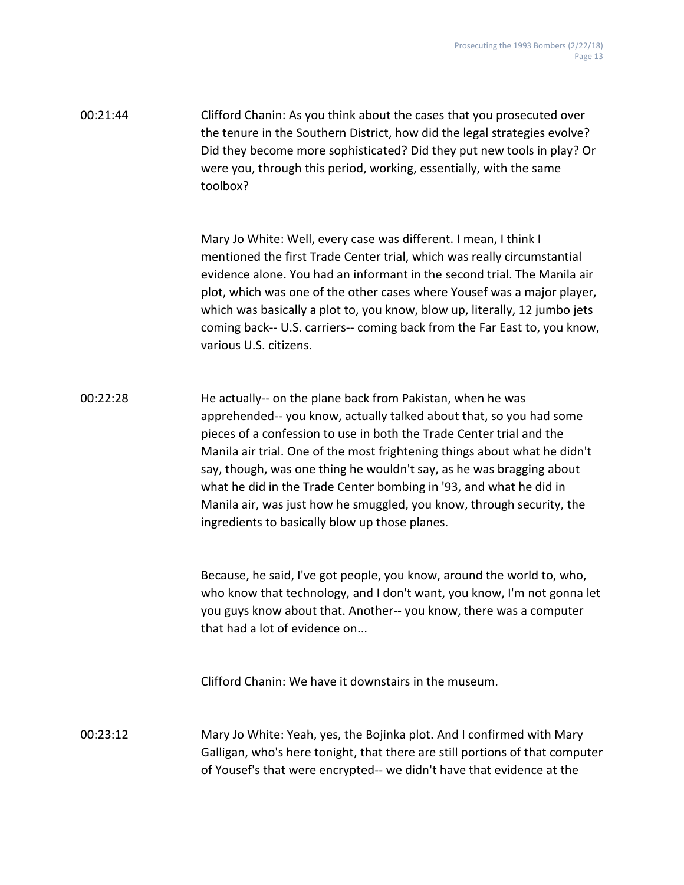00:21:44 Clifford Chanin: As you think about the cases that you prosecuted over the tenure in the Southern District, how did the legal strategies evolve? Did they become more sophisticated? Did they put new tools in play? Or were you, through this period, working, essentially, with the same toolbox?

Mary Jo White: Well, every case was different. I mean, I think I mentioned the first Trade Center trial, which was really circumstantial evidence alone. You had an informant in the second trial. The Manila air plot, which was one of the other cases where Yousef was a major player, which was basically a plot to, you know, blow up, literally, 12 jumbo jets coming back-- U.S. carriers-- coming back from the Far East to, you know, various U.S. citizens.

00:22:28 He actually-- on the plane back from Pakistan, when he was apprehended-- you know, actually talked about that, so you had some pieces of a confession to use in both the Trade Center trial and the Manila air trial. One of the most frightening things about what he didn't say, though, was one thing he wouldn't say, as he was bragging about what he did in the Trade Center bombing in '93, and what he did in Manila air, was just how he smuggled, you know, through security, the ingredients to basically blow up those planes.

Because, he said, I've got people, you know, around the world to, who, who know that technology, and I don't want, you know, I'm not gonna let you guys know about that. Another-- you know, there was a computer that had a lot of evidence on...

Clifford Chanin: We have it downstairs in the museum.

00:23:12 Mary Jo White: Yeah, yes, the Bojinka plot. And I confirmed with Mary Galligan, who's here tonight, that there are still portions of that computer of Yousef's that were encrypted-- we didn't have that evidence at the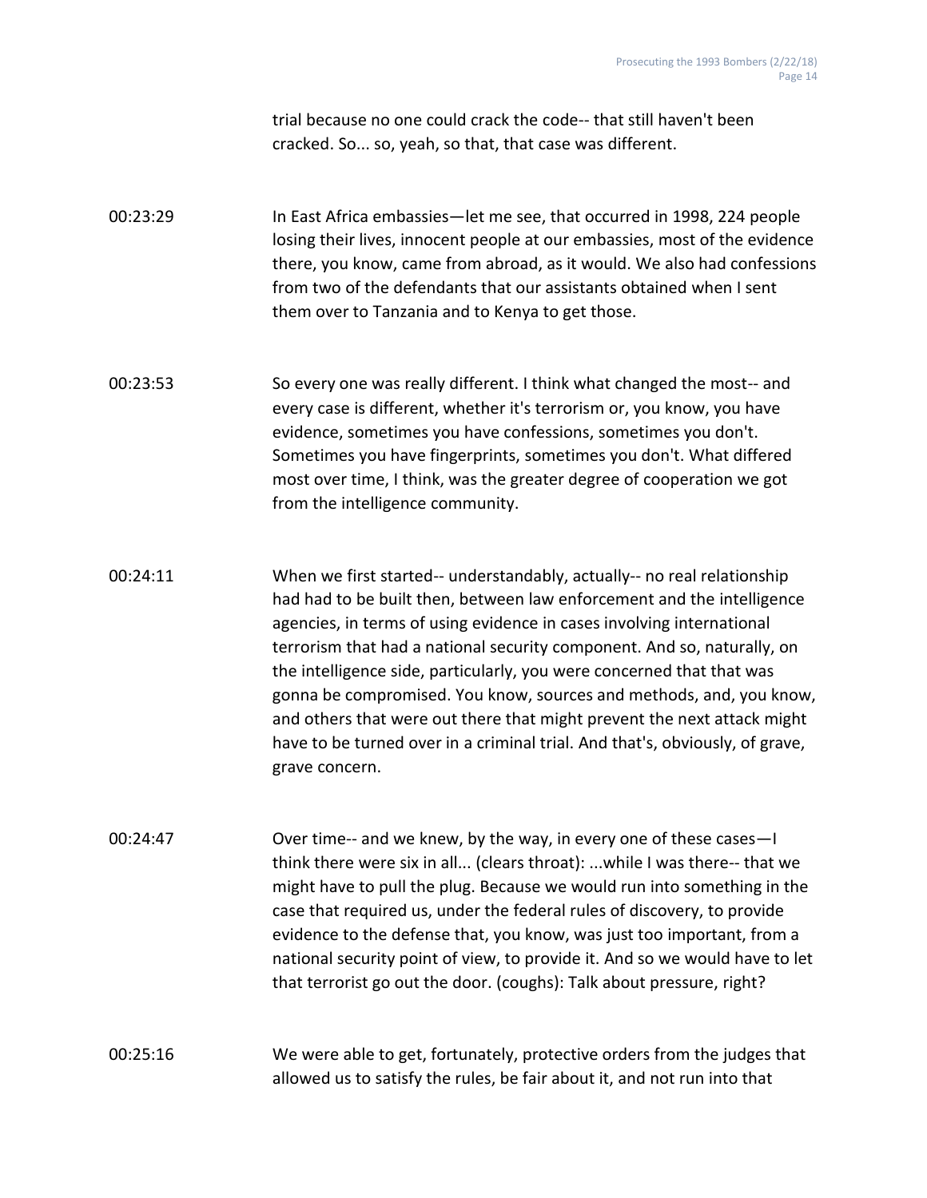trial because no one could crack the code-- that still haven't been cracked. So... so, yeah, so that, that case was different.

00:23:29 In East Africa embassies—let me see, that occurred in 1998, 224 people losing their lives, innocent people at our embassies, most of the evidence there, you know, came from abroad, as it would. We also had confessions from two of the defendants that our assistants obtained when I sent them over to Tanzania and to Kenya to get those.

00:23:53 So every one was really different. I think what changed the most-- and every case is different, whether it's terrorism or, you know, you have evidence, sometimes you have confessions, sometimes you don't. Sometimes you have fingerprints, sometimes you don't. What differed most over time, I think, was the greater degree of cooperation we got from the intelligence community.

00:24:11 When we first started-- understandably, actually-- no real relationship had had to be built then, between law enforcement and the intelligence agencies, in terms of using evidence in cases involving international terrorism that had a national security component. And so, naturally, on the intelligence side, particularly, you were concerned that that was gonna be compromised. You know, sources and methods, and, you know, and others that were out there that might prevent the next attack might have to be turned over in a criminal trial. And that's, obviously, of grave, grave concern.

00:24:47 Over time-- and we knew, by the way, in every one of these cases—I think there were six in all... (clears throat): ...while I was there-- that we might have to pull the plug. Because we would run into something in the case that required us, under the federal rules of discovery, to provide evidence to the defense that, you know, was just too important, from a national security point of view, to provide it. And so we would have to let that terrorist go out the door. (coughs): Talk about pressure, right?

00:25:16 We were able to get, fortunately, protective orders from the judges that allowed us to satisfy the rules, be fair about it, and not run into that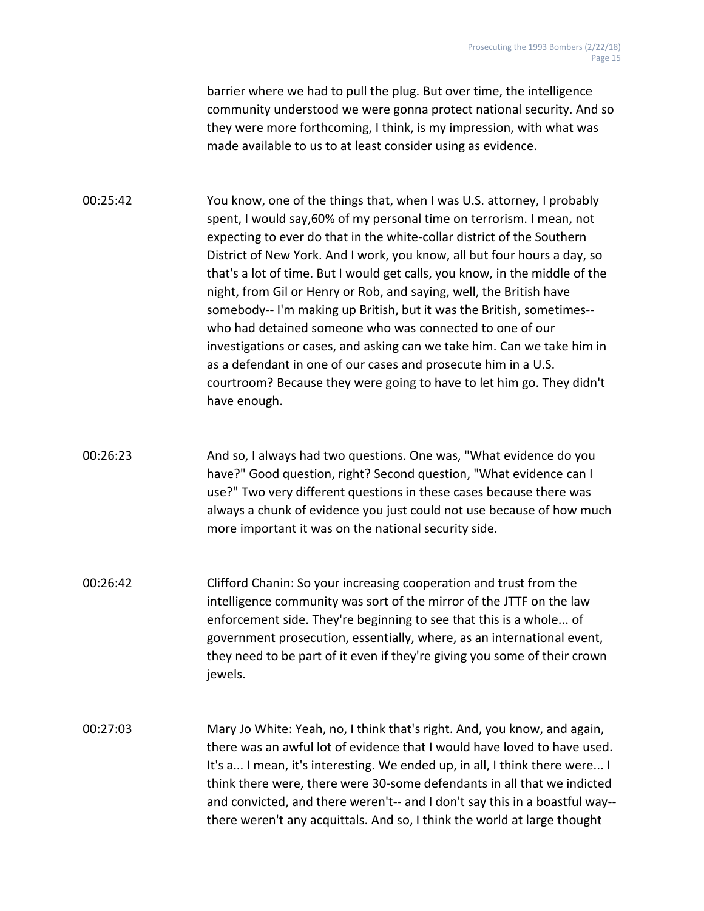barrier where we had to pull the plug. But over time, the intelligence community understood we were gonna protect national security. And so they were more forthcoming, I think, is my impression, with what was made available to us to at least consider using as evidence.

00:25:42 You know, one of the things that, when I was U.S. attorney, I probably spent, I would say,60% of my personal time on terrorism. I mean, not expecting to ever do that in the white-collar district of the Southern District of New York. And I work, you know, all but four hours a day, so that's a lot of time. But I would get calls, you know, in the middle of the night, from Gil or Henry or Rob, and saying, well, the British have somebody-- I'm making up British, but it was the British, sometimes-- who had detained someone who was connected to one of our investigations or cases, and asking can we take him. Can we take him in as a defendant in one of our cases and prosecute him in a U.S. courtroom? Because they were going to have to let him go. They didn't have enough.

00:26:23 And so, I always had two questions. One was, "What evidence do you have?" Good question, right? Second question, "What evidence can I use?" Two very different questions in these cases because there was always a chunk of evidence you just could not use because of how much more important it was on the national security side.

00:26:42 Clifford Chanin: So your increasing cooperation and trust from the intelligence community was sort of the mirror of the JTTF on the law enforcement side. They're beginning to see that this is a whole... of government prosecution, essentially, where, as an international event, they need to be part of it even if they're giving you some of their crown jewels.

00:27:03 Mary Jo White: Yeah, no, I think that's right. And, you know, and again, there was an awful lot of evidence that I would have loved to have used. It's a... I mean, it's interesting. We ended up, in all, I think there were... I think there were, there were 30-some defendants in all that we indicted and convicted, and there weren't-- and I don't say this in a boastful way-- there weren't any acquittals. And so, I think the world at large thought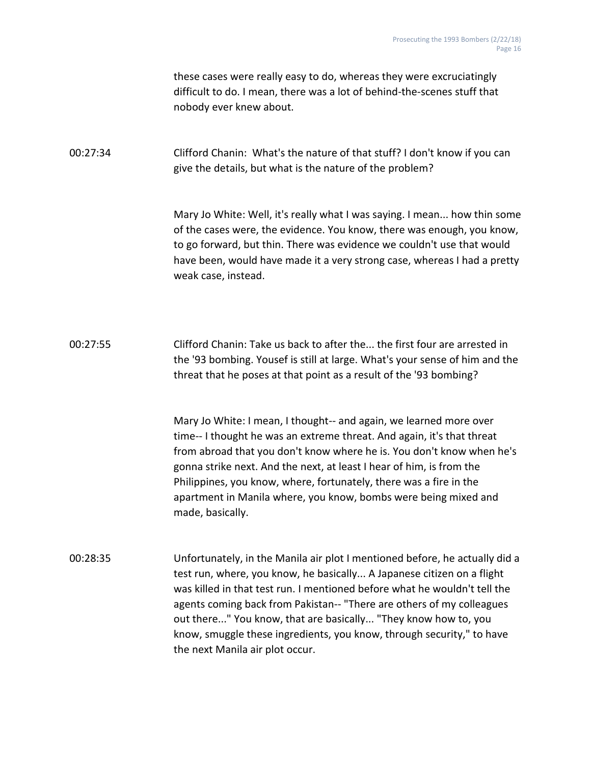these cases were really easy to do, whereas they were excruciatingly difficult to do. I mean, there was a lot of behind-the-scenes stuff that nobody ever knew about.

00:27:34 Clifford Chanin: What's the nature of that stuff? I don't know if you can give the details, but what is the nature of the problem?

Mary Jo White: Well, it's really what I was saying. I mean... how thin some of the cases were, the evidence. You know, there was enough, you know, to go forward, but thin. There was evidence we couldn't use that would have been, would have made it a very strong case, whereas I had a pretty weak case, instead.

00:27:55 Clifford Chanin: Take us back to after the... the first four are arrested in the '93 bombing. Yousef is still at large. What's your sense of him and the threat that he poses at that point as a result of the '93 bombing?

Mary Jo White: I mean, I thought-- and again, we learned more over time-- I thought he was an extreme threat. And again, it's that threat from abroad that you don't know where he is. You don't know when he's gonna strike next. And the next, at least I hear of him, is from the Philippines, you know, where, fortunately, there was a fire in the apartment in Manila where, you know, bombs were being mixed and made, basically.

00:28:35 Unfortunately, in the Manila air plot I mentioned before, he actually did a test run, where, you know, he basically... A Japanese citizen on a flight was killed in that test run. I mentioned before what he wouldn't tell the agents coming back from Pakistan-- "There are others of my colleagues out there..." You know, that are basically... "They know how to, you know, smuggle these ingredients, you know, through security," to have the next Manila air plot occur.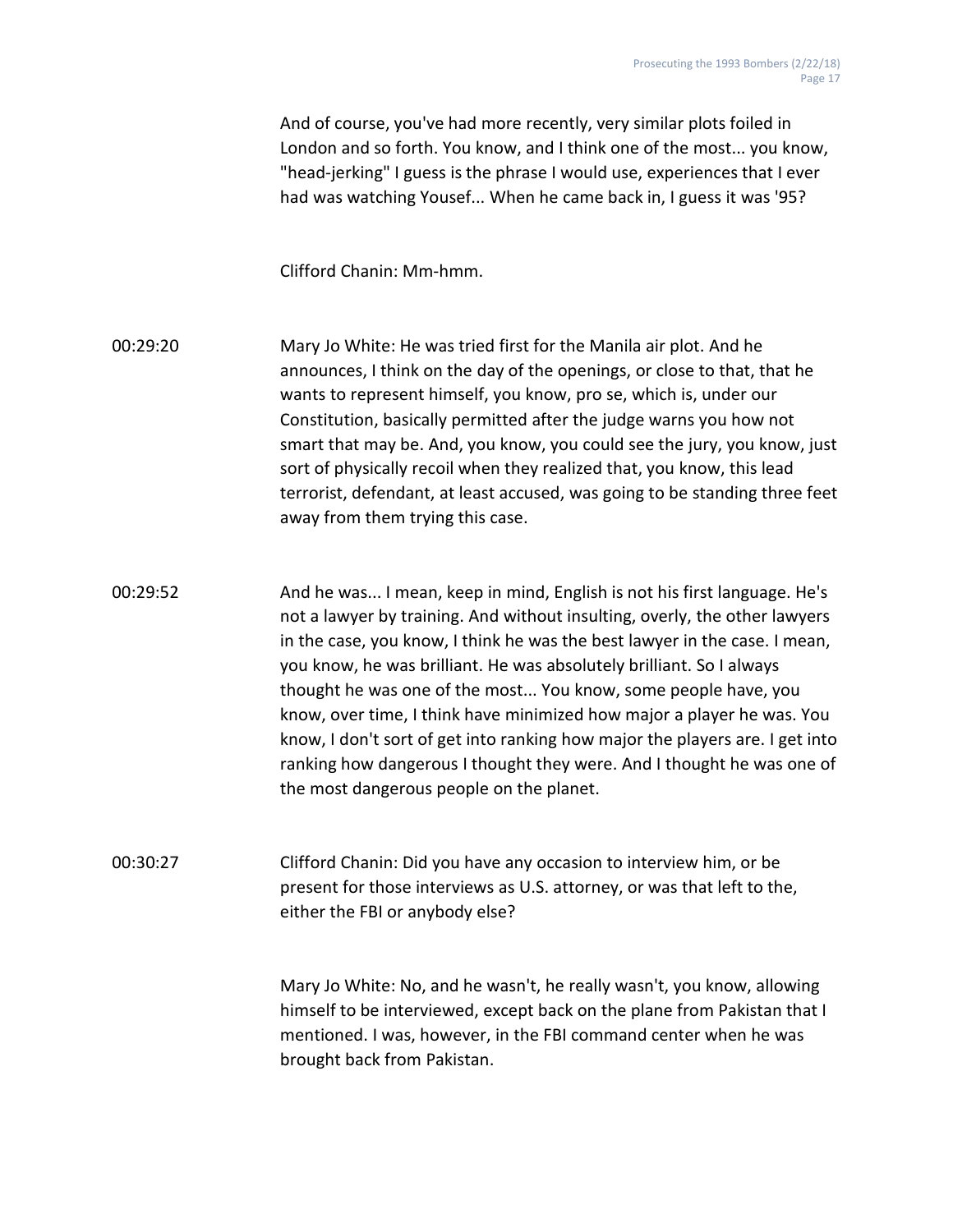And of course, you've had more recently, very similar plots foiled in London and so forth. You know, and I think one of the most... you know, "head-jerking" I guess is the phrase I would use, experiences that I ever had was watching Yousef... When he came back in, I guess it was '95?

Clifford Chanin: Mm-hmm.

00:29:20 Mary Jo White: He was tried first for the Manila air plot. And he announces, I think on the day of the openings, or close to that, that he wants to represent himself, you know, pro se, which is, under our Constitution, basically permitted after the judge warns you how not smart that may be. And, you know, you could see the jury, you know, just sort of physically recoil when they realized that, you know, this lead terrorist, defendant, at least accused, was going to be standing three feet away from them trying this case.

00:29:52 And he was... I mean, keep in mind, English is not his first language. He's not a lawyer by training. And without insulting, overly, the other lawyers in the case, you know, I think he was the best lawyer in the case. I mean, you know, he was brilliant. He was absolutely brilliant. So I always thought he was one of the most... You know, some people have, you know, over time, I think have minimized how major a player he was. You know, I don't sort of get into ranking how major the players are. I get into ranking how dangerous I thought they were. And I thought he was one of the most dangerous people on the planet.

00:30:27 Clifford Chanin: Did you have any occasion to interview him, or be present for those interviews as U.S. attorney, or was that left to the, either the FBI or anybody else?

Mary Jo White: No, and he wasn't, he really wasn't, you know, allowing himself to be interviewed, except back on the plane from Pakistan that I mentioned. I was, however, in the FBI command center when he was brought back from Pakistan.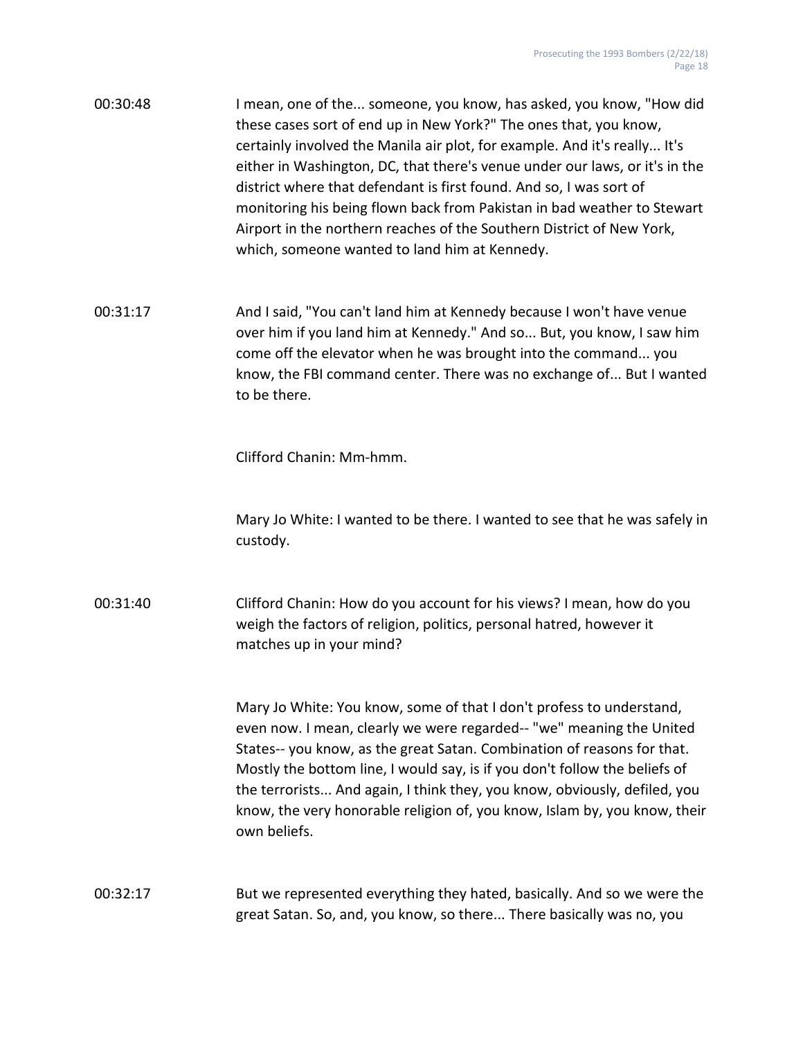00:30:48 I mean, one of the... someone, you know, has asked, you know, "How did these cases sort of end up in New York?" The ones that, you know, certainly involved the Manila air plot, for example. And it's really... It's either in Washington, DC, that there's venue under our laws, or it's in the district where that defendant is first found. And so, I was sort of monitoring his being flown back from Pakistan in bad weather to Stewart Airport in the northern reaches of the Southern District of New York, which, someone wanted to land him at Kennedy.

00:31:17 And I said, "You can't land him at Kennedy because I won't have venue over him if you land him at Kennedy." And so... But, you know, I saw him come off the elevator when he was brought into the command... you know, the FBI command center. There was no exchange of... But I wanted to be there.

Clifford Chanin: Mm-hmm.

Mary Jo White: I wanted to be there. I wanted to see that he was safely in custody.

00:31:40 Clifford Chanin: How do you account for his views? I mean, how do you weigh the factors of religion, politics, personal hatred, however it matches up in your mind?

Mary Jo White: You know, some of that I don't profess to understand, even now. I mean, clearly we were regarded-- "we" meaning the United States-- you know, as the great Satan. Combination of reasons for that. Mostly the bottom line, I would say, is if you don't follow the beliefs of the terrorists... And again, I think they, you know, obviously, defiled, you know, the very honorable religion of, you know, Islam by, you know, their own beliefs.

00:32:17 But we represented everything they hated, basically. And so we were the great Satan. So, and, you know, so there... There basically was no, you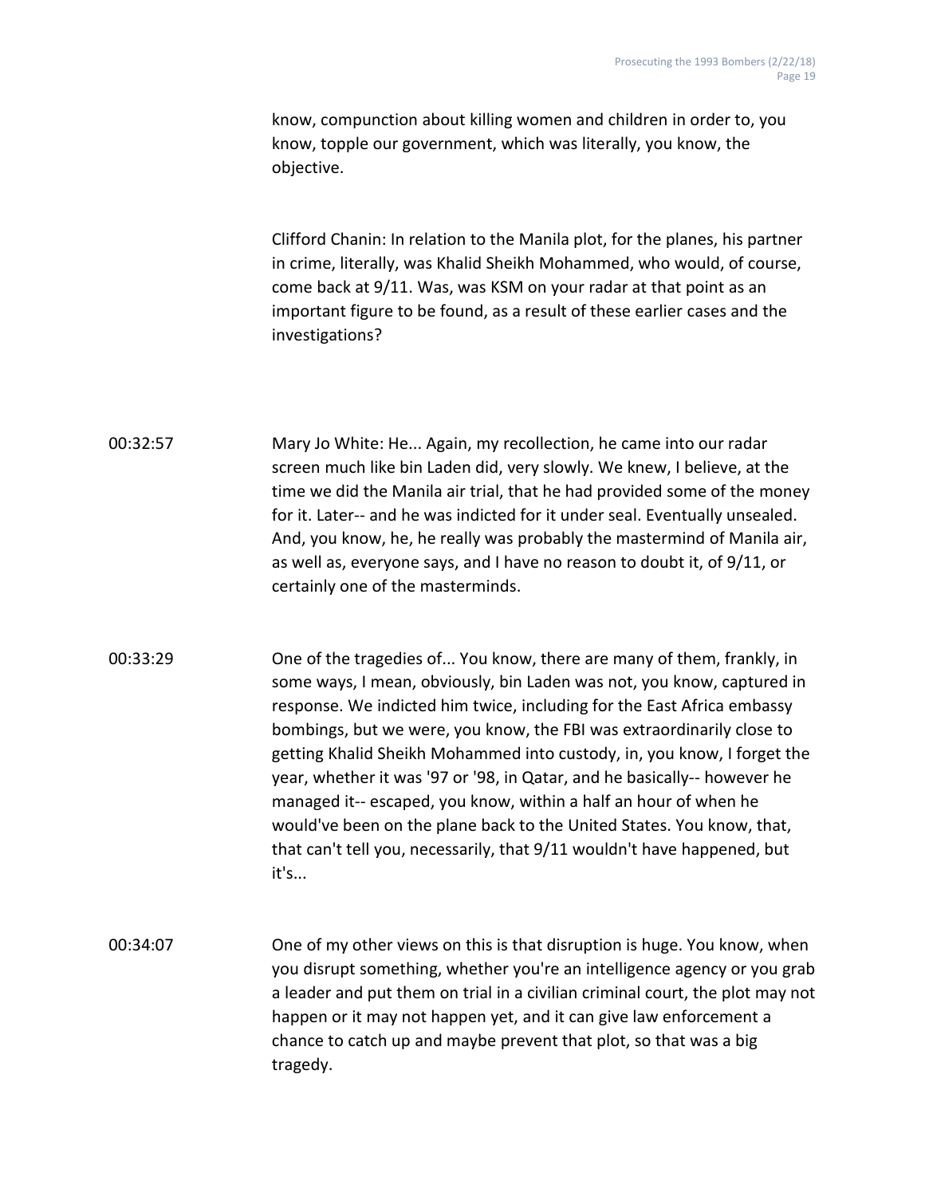know, compunction about killing women and children in order to, you know, topple our government, which was literally, you know, the objective.

Clifford Chanin: In relation to the Manila plot, for the planes, his partner in crime, literally, was Khalid Sheikh Mohammed, who would, of course, come back at 9/11. Was, was KSM on your radar at that point as an important figure to be found, as a result of these earlier cases and the investigations?

00:32:57 Mary Jo White: He... Again, my recollection, he came into our radar screen much like bin Laden did, very slowly. We knew, I believe, at the time we did the Manila air trial, that he had provided some of the money for it. Later-- and he was indicted for it under seal. Eventually unsealed. And, you know, he, he really was probably the mastermind of Manila air, as well as, everyone says, and I have no reason to doubt it, of 9/11, or certainly one of the masterminds.

00:33:29 One of the tragedies of... You know, there are many of them, frankly, in some ways, I mean, obviously, bin Laden was not, you know, captured in response. We indicted him twice, including for the East Africa embassy bombings, but we were, you know, the FBI was extraordinarily close to getting Khalid Sheikh Mohammed into custody, in, you know, I forget the year, whether it was '97 or '98, in Qatar, and he basically-- however he managed it-- escaped, you know, within a half an hour of when he would've been on the plane back to the United States. You know, that, that can't tell you, necessarily, that 9/11 wouldn't have happened, but it's...

00:34:07 One of my other views on this is that disruption is huge. You know, when you disrupt something, whether you're an intelligence agency or you grab a leader and put them on trial in a civilian criminal court, the plot may not happen or it may not happen yet, and it can give law enforcement a chance to catch up and maybe prevent that plot, so that was a big tragedy.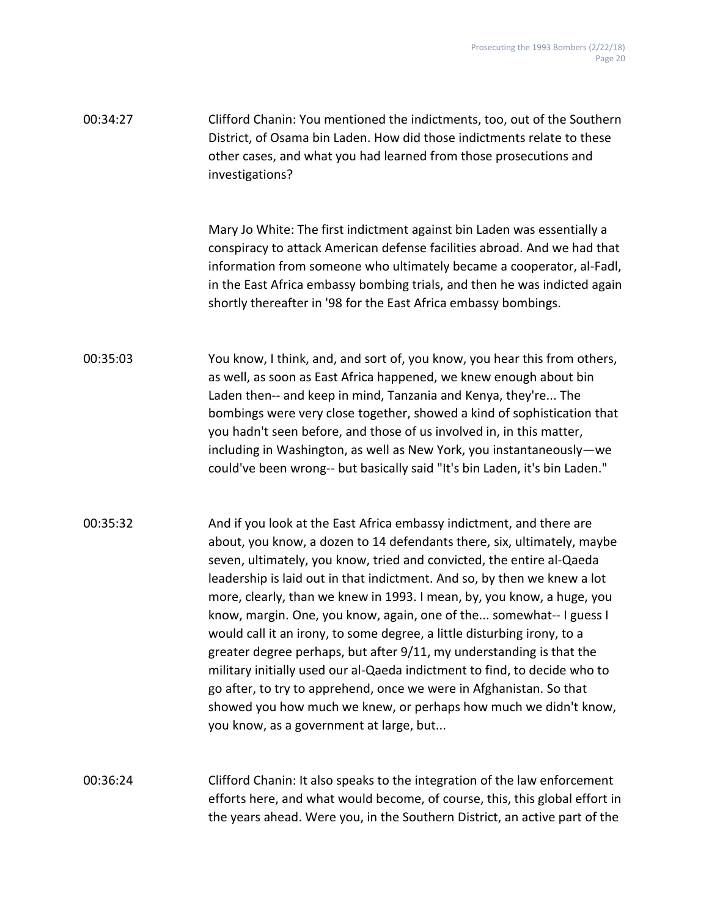00:34:27 Clifford Chanin: You mentioned the indictments, too, out of the Southern District, of Osama bin Laden. How did those indictments relate to these other cases, and what you had learned from those prosecutions and investigations?

Mary Jo White: The first indictment against bin Laden was essentially a conspiracy to attack American defense facilities abroad. And we had that information from someone who ultimately became a cooperator, al-Fadl, in the East Africa embassy bombing trials, and then he was indicted again shortly thereafter in '98 for the East Africa embassy bombings.

00:35:03 You know, I think, and, and sort of, you know, you hear this from others, as well, as soon as East Africa happened, we knew enough about bin Laden then-- and keep in mind, Tanzania and Kenya, they're... The bombings were very close together, showed a kind of sophistication that you hadn't seen before, and those of us involved in, in this matter, including in Washington, as well as New York, you instantaneously—we could've been wrong-- but basically said "It's bin Laden, it's bin Laden."

00:35:32 And if you look at the East Africa embassy indictment, and there are about, you know, a dozen to 14 defendants there, six, ultimately, maybe seven, ultimately, you know, tried and convicted, the entire al-Qaeda leadership is laid out in that indictment. And so, by then we knew a lot more, clearly, than we knew in 1993. I mean, by, you know, a huge, you know, margin. One, you know, again, one of the... somewhat-- I guess I would call it an irony, to some degree, a little disturbing irony, to a greater degree perhaps, but after 9/11, my understanding is that the military initially used our al-Qaeda indictment to find, to decide who to go after, to try to apprehend, once we were in Afghanistan. So that showed you how much we knew, or perhaps how much we didn't know, you know, as a government at large, but...

00:36:24 Clifford Chanin: It also speaks to the integration of the law enforcement efforts here, and what would become, of course, this, this global effort in the years ahead. Were you, in the Southern District, an active part of the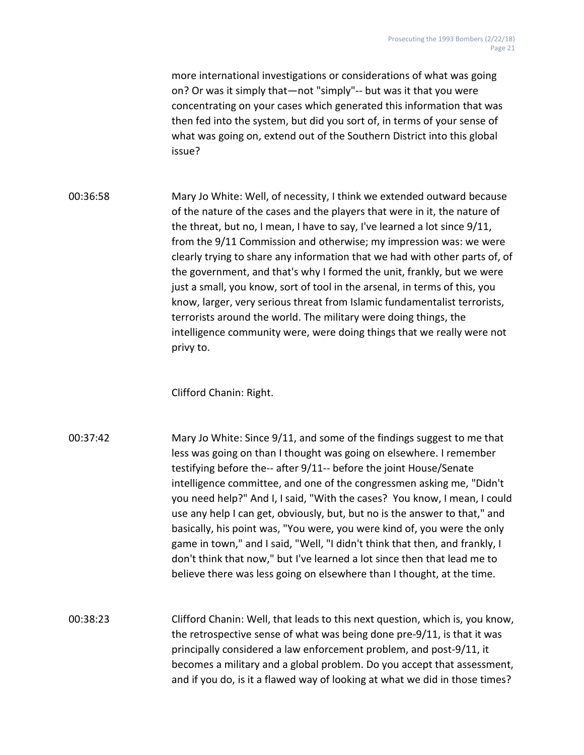more international investigations or considerations of what was going on? Or was it simply that—not "simply"-- but was it that you were concentrating on your cases which generated this information that was then fed into the system, but did you sort of, in terms of your sense of what was going on, extend out of the Southern District into this global issue?

00:36:58 Mary Jo White: Well, of necessity, I think we extended outward because of the nature of the cases and the players that were in it, the nature of the threat, but no, I mean, I have to say, I've learned a lot since 9/11, from the 9/11 Commission and otherwise; my impression was: we were clearly trying to share any information that we had with other parts of, of the government, and that's why I formed the unit, frankly, but we were just a small, you know, sort of tool in the arsenal, in terms of this, you know, larger, very serious threat from Islamic fundamentalist terrorists, terrorists around the world. The military were doing things, the intelligence community were, were doing things that we really were not privy to.

Clifford Chanin: Right.

00:37:42 Mary Jo White: Since 9/11, and some of the findings suggest to me that less was going on than I thought was going on elsewhere. I remember testifying before the-- after 9/11-- before the joint House/Senate intelligence committee, and one of the congressmen asking me, "Didn't you need help?" And I, I said, "With the cases? You know, I mean, I could use any help I can get, obviously, but, but no is the answer to that," and basically, his point was, "You were, you were kind of, you were the only game in town," and I said, "Well, "I didn't think that then, and frankly, I don't think that now," but I've learned a lot since then that lead me to believe there was less going on elsewhere than I thought, at the time.

00:38:23 Clifford Chanin: Well, that leads to this next question, which is, you know, the retrospective sense of what was being done pre-9/11, is that it was principally considered a law enforcement problem, and post-9/11, it becomes a military and a global problem. Do you accept that assessment, and if you do, is it a flawed way of looking at what we did in those times?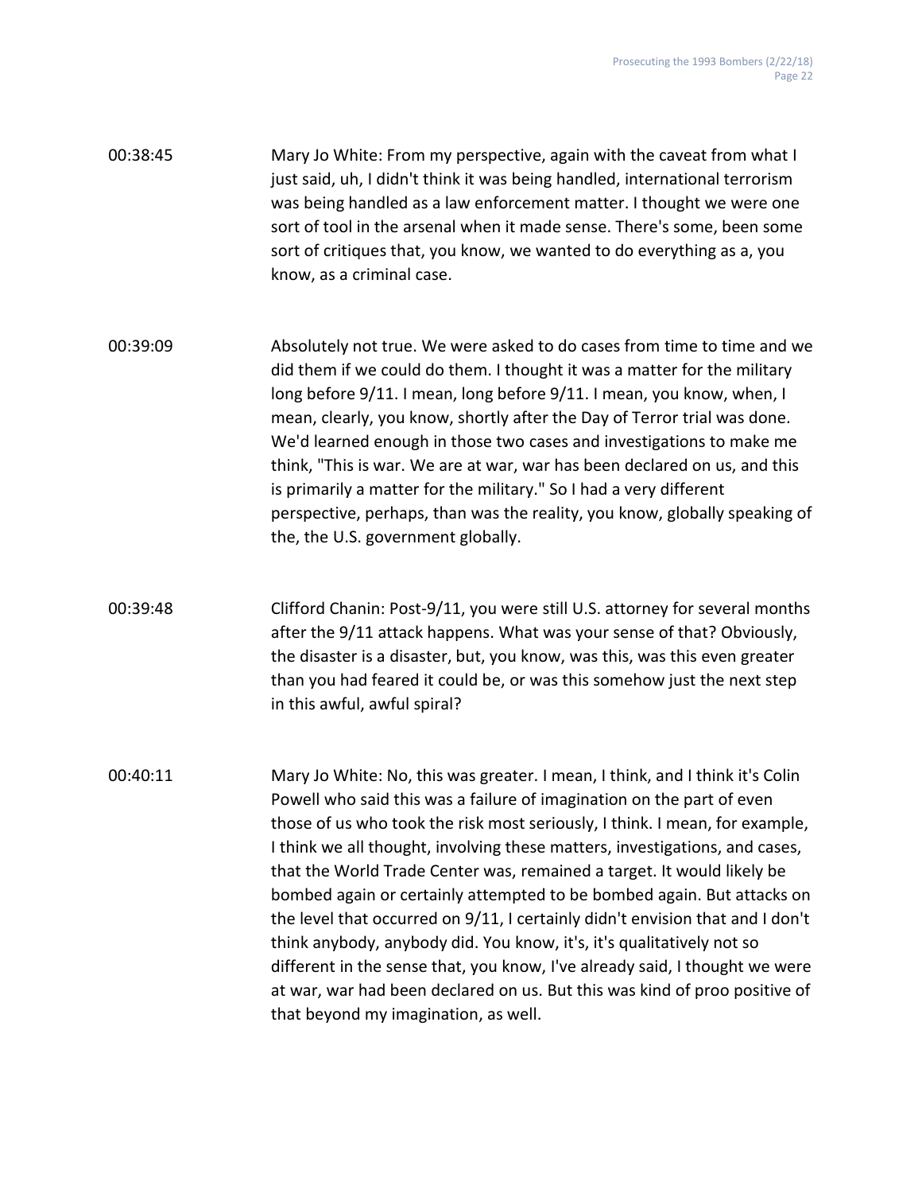00:38:45 Mary Jo White: From my perspective, again with the caveat from what I just said, uh, I didn't think it was being handled, international terrorism was being handled as a law enforcement matter. I thought we were one sort of tool in the arsenal when it made sense. There's some, been some sort of critiques that, you know, we wanted to do everything as a, you know, as a criminal case.

00:39:09 Absolutely not true. We were asked to do cases from time to time and we did them if we could do them. I thought it was a matter for the military long before 9/11. I mean, long before 9/11. I mean, you know, when, I mean, clearly, you know, shortly after the Day of Terror trial was done. We'd learned enough in those two cases and investigations to make me think, "This is war. We are at war, war has been declared on us, and this is primarily a matter for the military." So I had a very different perspective, perhaps, than was the reality, you know, globally speaking of the, the U.S. government globally.

00:39:48 Clifford Chanin: Post-9/11, you were still U.S. attorney for several months after the 9/11 attack happens. What was your sense of that? Obviously, the disaster is a disaster, but, you know, was this, was this even greater than you had feared it could be, or was this somehow just the next step in this awful, awful spiral?

00:40:11 Mary Jo White: No, this was greater. I mean, I think, and I think it's Colin Powell who said this was a failure of imagination on the part of even those of us who took the risk most seriously, I think. I mean, for example, I think we all thought, involving these matters, investigations, and cases, that the World Trade Center was, remained a target. It would likely be bombed again or certainly attempted to be bombed again. But attacks on the level that occurred on 9/11, I certainly didn't envision that and I don't think anybody, anybody did. You know, it's, it's qualitatively not so different in the sense that, you know, I've already said, I thought we were at war, war had been declared on us. But this was kind of proo positive of that beyond my imagination, as well.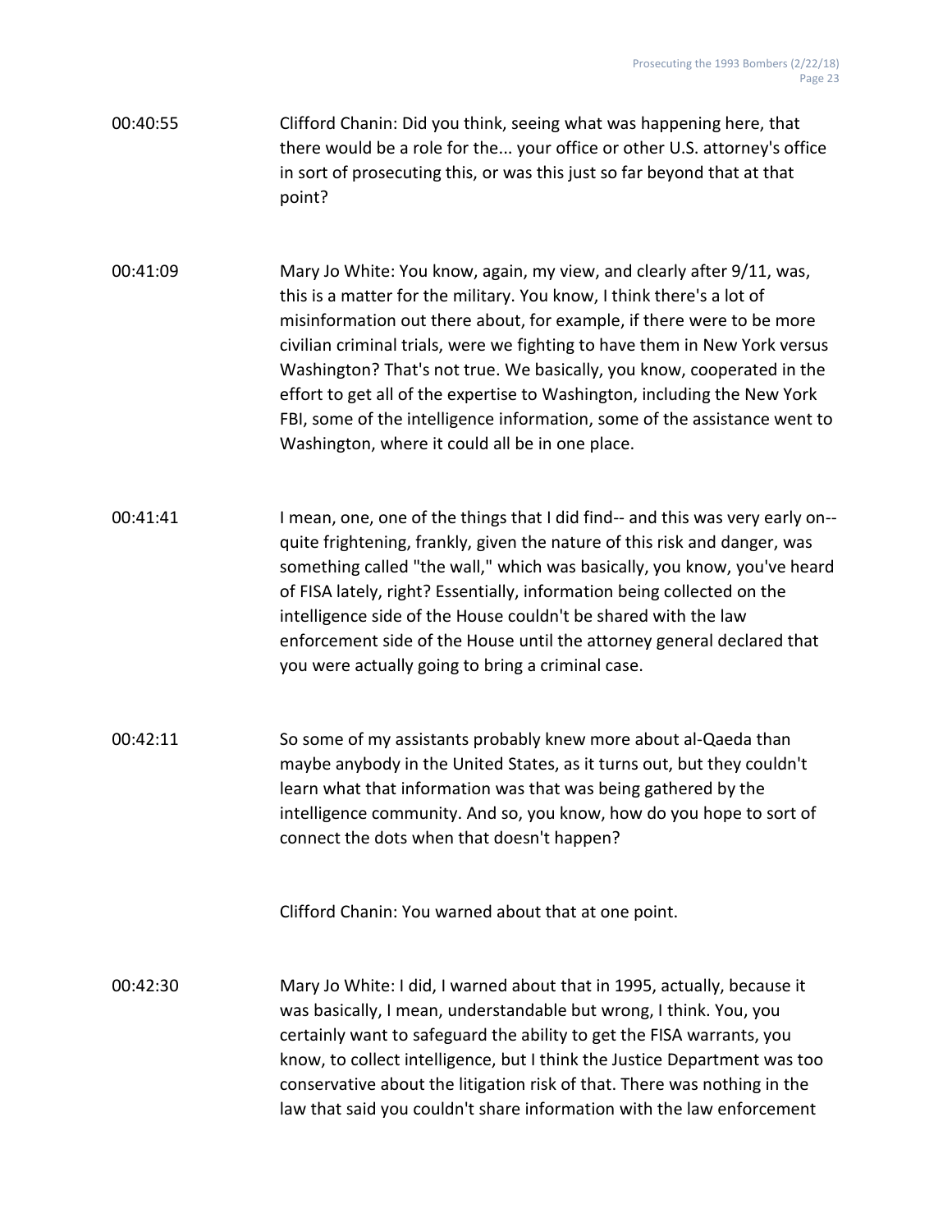00:40:55 Clifford Chanin: Did you think, seeing what was happening here, that there would be a role for the... your office or other U.S. attorney's office in sort of prosecuting this, or was this just so far beyond that at that point?

00:41:09 Mary Jo White: You know, again, my view, and clearly after 9/11, was, this is a matter for the military. You know, I think there's a lot of misinformation out there about, for example, if there were to be more civilian criminal trials, were we fighting to have them in New York versus Washington? That's not true. We basically, you know, cooperated in the effort to get all of the expertise to Washington, including the New York FBI, some of the intelligence information, some of the assistance went to Washington, where it could all be in one place.

00:41:41 I mean, one, one of the things that I did find-- and this was very early on-- quite frightening, frankly, given the nature of this risk and danger, was something called "the wall," which was basically, you know, you've heard of FISA lately, right? Essentially, information being collected on the intelligence side of the House couldn't be shared with the law enforcement side of the House until the attorney general declared that you were actually going to bring a criminal case.

00:42:11 So some of my assistants probably knew more about al-Qaeda than maybe anybody in the United States, as it turns out, but they couldn't learn what that information was that was being gathered by the intelligence community. And so, you know, how do you hope to sort of connect the dots when that doesn't happen?

Clifford Chanin: You warned about that at one point.

00:42:30 Mary Jo White: I did, I warned about that in 1995, actually, because it was basically, I mean, understandable but wrong, I think. You, you certainly want to safeguard the ability to get the FISA warrants, you know, to collect intelligence, but I think the Justice Department was too conservative about the litigation risk of that. There was nothing in the law that said you couldn't share information with the law enforcement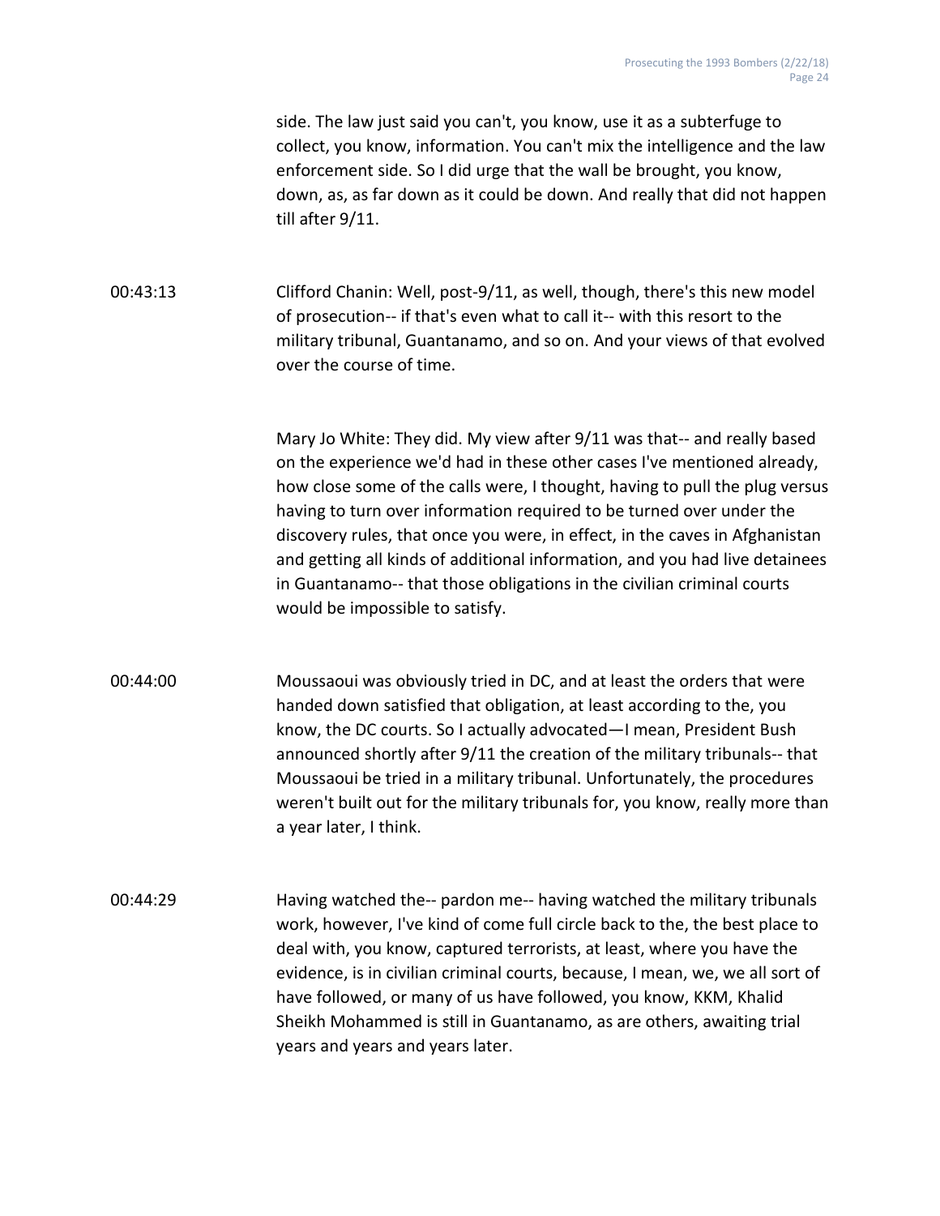side. The law just said you can't, you know, use it as a subterfuge to collect, you know, information. You can't mix the intelligence and the law enforcement side. So I did urge that the wall be brought, you know, down, as, as far down as it could be down. And really that did not happen till after 9/11.

00:43:13 Clifford Chanin: Well, post-9/11, as well, though, there's this new model of prosecution-- if that's even what to call it-- with this resort to the military tribunal, Guantanamo, and so on. And your views of that evolved over the course of time.

Mary Jo White: They did. My view after 9/11 was that-- and really based on the experience we'd had in these other cases I've mentioned already, how close some of the calls were, I thought, having to pull the plug versus having to turn over information required to be turned over under the discovery rules, that once you were, in effect, in the caves in Afghanistan and getting all kinds of additional information, and you had live detainees in Guantanamo-- that those obligations in the civilian criminal courts would be impossible to satisfy.

00:44:00 Moussaoui was obviously tried in DC, and at least the orders that were handed down satisfied that obligation, at least according to the, you know, the DC courts. So I actually advocated—I mean, President Bush announced shortly after 9/11 the creation of the military tribunals-- that Moussaoui be tried in a military tribunal. Unfortunately, the procedures weren't built out for the military tribunals for, you know, really more than a year later, I think.

00:44:29 Having watched the-- pardon me-- having watched the military tribunals work, however, I've kind of come full circle back to the, the best place to deal with, you know, captured terrorists, at least, where you have the evidence, is in civilian criminal courts, because, I mean, we, we all sort of have followed, or many of us have followed, you know, KKM, Khalid Sheikh Mohammed is still in Guantanamo, as are others, awaiting trial years and years and years later.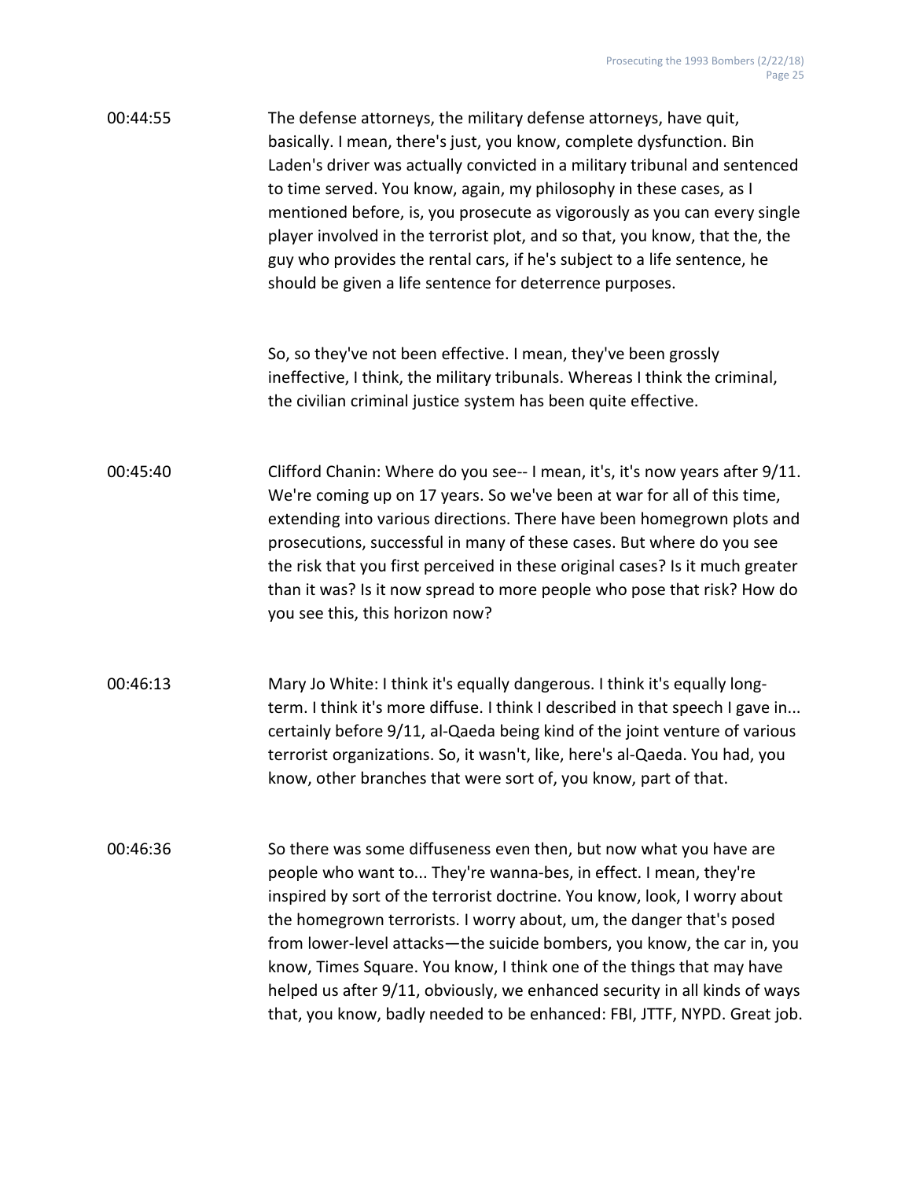00:44:55 The defense attorneys, the military defense attorneys, have quit, basically. I mean, there's just, you know, complete dysfunction. Bin Laden's driver was actually convicted in a military tribunal and sentenced to time served. You know, again, my philosophy in these cases, as I mentioned before, is, you prosecute as vigorously as you can every single player involved in the terrorist plot, and so that, you know, that the, the guy who provides the rental cars, if he's subject to a life sentence, he should be given a life sentence for deterrence purposes.

So, so they've not been effective. I mean, they've been grossly ineffective, I think, the military tribunals. Whereas I think the criminal, the civilian criminal justice system has been quite effective.

00:45:40 Clifford Chanin: Where do you see-- I mean, it's, it's now years after 9/11. We're coming up on 17 years. So we've been at war for all of this time, extending into various directions. There have been homegrown plots and prosecutions, successful in many of these cases. But where do you see the risk that you first perceived in these original cases? Is it much greater than it was? Is it now spread to more people who pose that risk? How do you see this, this horizon now?

00:46:13 Mary Jo White: I think it's equally dangerous. I think it's equally long-term. I think it's more diffuse. I think I described in that speech I gave in... certainly before 9/11, al-Qaeda being kind of the joint venture of various terrorist organizations. So, it wasn't, like, here's al-Qaeda. You had, you know, other branches that were sort of, you know, part of that.

00:46:36 So there was some diffuseness even then, but now what you have are people who want to... They're wanna-bes, in effect. I mean, they're inspired by sort of the terrorist doctrine. You know, look, I worry about the homegrown terrorists. I worry about, um, the danger that's posed from lower-level attacks—the suicide bombers, you know, the car in, you know, Times Square. You know, I think one of the things that may have helped us after 9/11, obviously, we enhanced security in all kinds of ways that, you know, badly needed to be enhanced: FBI, JTTF, NYPD. Great job.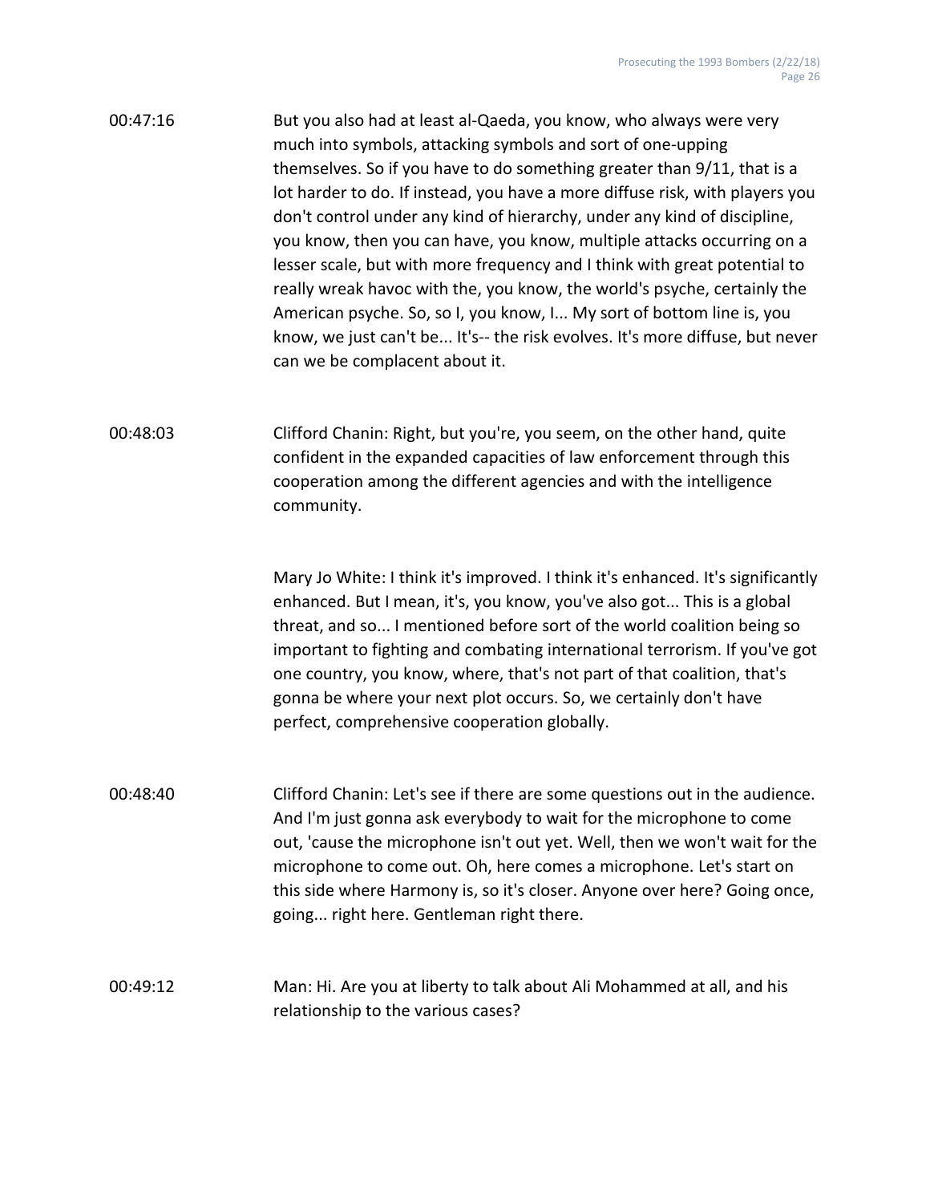00:47:16 But you also had at least al-Qaeda, you know, who always were very much into symbols, attacking symbols and sort of one-upping themselves. So if you have to do something greater than 9/11, that is a lot harder to do. If instead, you have a more diffuse risk, with players you don't control under any kind of hierarchy, under any kind of discipline, you know, then you can have, you know, multiple attacks occurring on a lesser scale, but with more frequency and I think with great potential to really wreak havoc with the, you know, the world's psyche, certainly the American psyche. So, so I, you know, I... My sort of bottom line is, you know, we just can't be... It's-- the risk evolves. It's more diffuse, but never can we be complacent about it.

00:48:03 Clifford Chanin: Right, but you're, you seem, on the other hand, quite confident in the expanded capacities of law enforcement through this cooperation among the different agencies and with the intelligence community.

Mary Jo White: I think it's improved. I think it's enhanced. It's significantly enhanced. But I mean, it's, you know, you've also got... This is a global threat, and so... I mentioned before sort of the world coalition being so important to fighting and combating international terrorism. If you've got one country, you know, where, that's not part of that coalition, that's gonna be where your next plot occurs. So, we certainly don't have perfect, comprehensive cooperation globally.

00:48:40 Clifford Chanin: Let's see if there are some questions out in the audience. And I'm just gonna ask everybody to wait for the microphone to come out, 'cause the microphone isn't out yet. Well, then we won't wait for the microphone to come out. Oh, here comes a microphone. Let's start on this side where Harmony is, so it's closer. Anyone over here? Going once, going... right here. Gentleman right there.

00:49:12 Man: Hi. Are you at liberty to talk about Ali Mohammed at all, and his relationship to the various cases?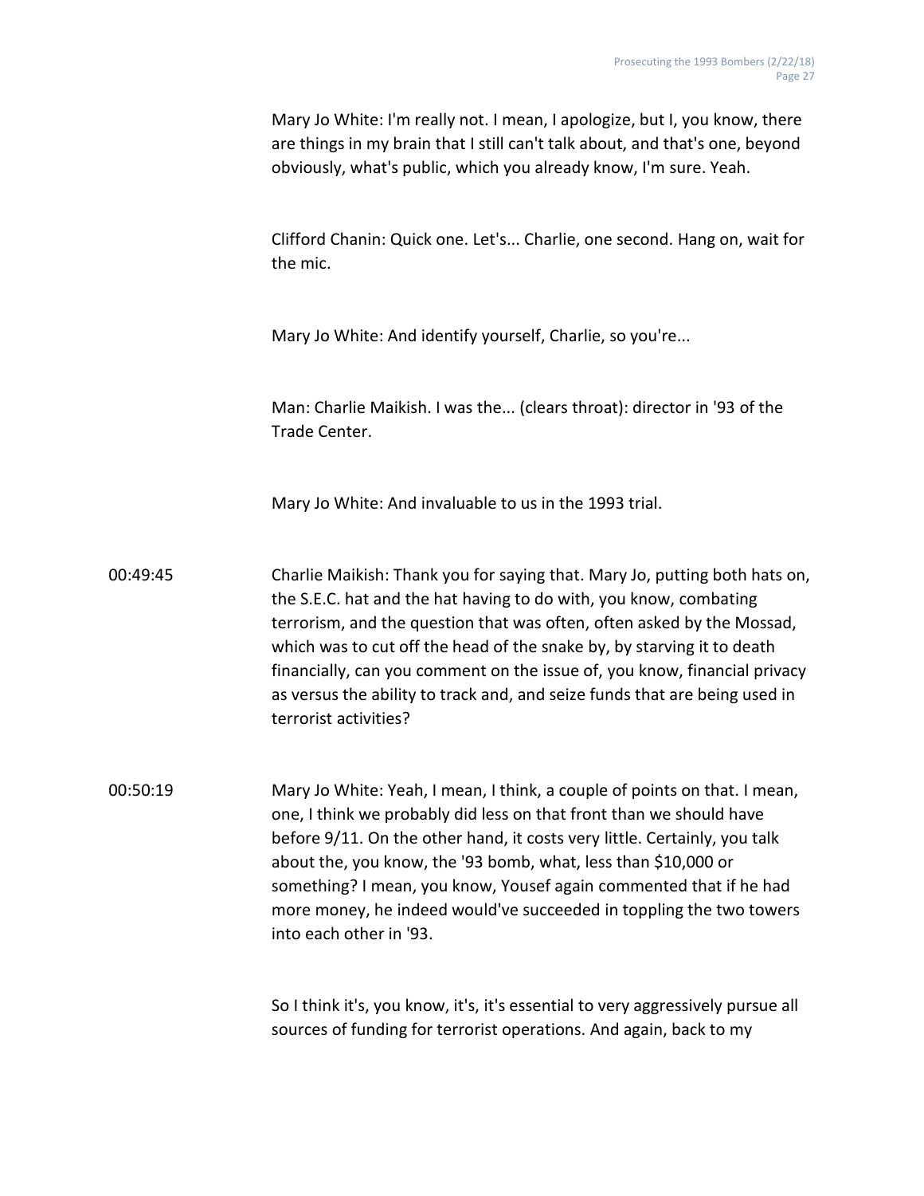Mary Jo White: I'm really not. I mean, I apologize, but I, you know, there are things in my brain that I still can't talk about, and that's one, beyond obviously, what's public, which you already know, I'm sure. Yeah.

Clifford Chanin: Quick one. Let's... Charlie, one second. Hang on, wait for the mic.

Mary Jo White: And identify yourself, Charlie, so you're...

Man: Charlie Maikish. I was the... (clears throat): director in '93 of the Trade Center.

Mary Jo White: And invaluable to us in the 1993 trial.

00:49:45 Charlie Maikish: Thank you for saying that. Mary Jo, putting both hats on, the S.E.C. hat and the hat having to do with, you know, combating terrorism, and the question that was often, often asked by the Mossad, which was to cut off the head of the snake by, by starving it to death financially, can you comment on the issue of, you know, financial privacy as versus the ability to track and, and seize funds that are being used in terrorist activities?

00:50:19 Mary Jo White: Yeah, I mean, I think, a couple of points on that. I mean, one, I think we probably did less on that front than we should have before 9/11. On the other hand, it costs very little. Certainly, you talk about the, you know, the '93 bomb, what, less than $10,000 or something? I mean, you know, Yousef again commented that if he had more money, he indeed would've succeeded in toppling the two towers into each other in '93.

So I think it's, you know, it's, it's essential to very aggressively pursue all sources of funding for terrorist operations. And again, back to my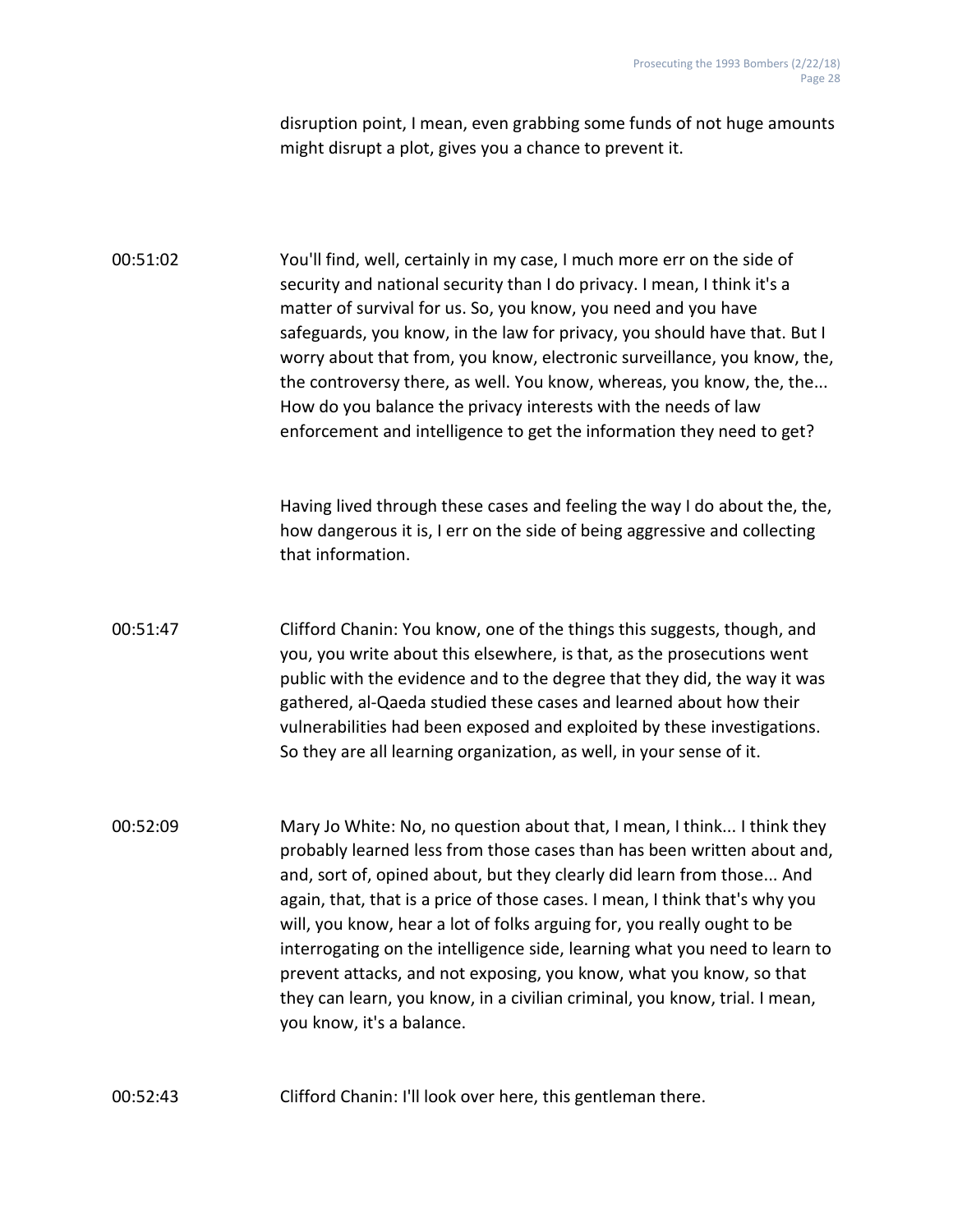disruption point, I mean, even grabbing some funds of not huge amounts might disrupt a plot, gives you a chance to prevent it.

00:51:02 You'll find, well, certainly in my case, I much more err on the side of security and national security than I do privacy. I mean, I think it's a matter of survival for us. So, you know, you need and you have safeguards, you know, in the law for privacy, you should have that. But I worry about that from, you know, electronic surveillance, you know, the, the controversy there, as well. You know, whereas, you know, the, the... How do you balance the privacy interests with the needs of law enforcement and intelligence to get the information they need to get?

Having lived through these cases and feeling the way I do about the, the, how dangerous it is, I err on the side of being aggressive and collecting that information.

00:51:47 Clifford Chanin: You know, one of the things this suggests, though, and you, you write about this elsewhere, is that, as the prosecutions went public with the evidence and to the degree that they did, the way it was gathered, al-Qaeda studied these cases and learned about how their vulnerabilities had been exposed and exploited by these investigations. So they are all learning organization, as well, in your sense of it.

00:52:09 Mary Jo White: No, no question about that, I mean, I think... I think they probably learned less from those cases than has been written about and, and, sort of, opined about, but they clearly did learn from those... And again, that, that is a price of those cases. I mean, I think that's why you will, you know, hear a lot of folks arguing for, you really ought to be interrogating on the intelligence side, learning what you need to learn to prevent attacks, and not exposing, you know, what you know, so that they can learn, you know, in a civilian criminal, you know, trial. I mean, you know, it's a balance.

00:52:43 Clifford Chanin: I'll look over here, this gentleman there.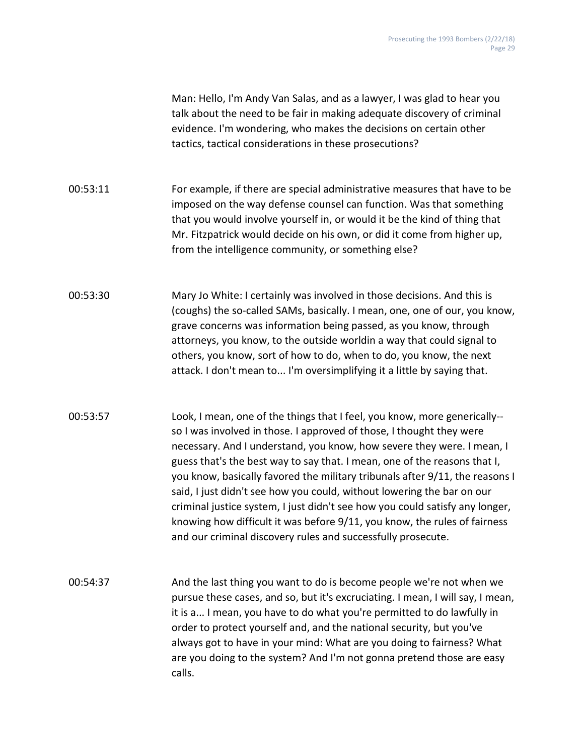Man: Hello, I'm Andy Van Salas, and as a lawyer, I was glad to hear you talk about the need to be fair in making adequate discovery of criminal evidence. I'm wondering, who makes the decisions on certain other tactics, tactical considerations in these prosecutions?

00:53:11 For example, if there are special administrative measures that have to be imposed on the way defense counsel can function. Was that something that you would involve yourself in, or would it be the kind of thing that Mr. Fitzpatrick would decide on his own, or did it come from higher up, from the intelligence community, or something else?

00:53:30 Mary Jo White: I certainly was involved in those decisions. And this is (coughs) the so-called SAMs, basically. I mean, one, one of our, you know, grave concerns was information being passed, as you know, through attorneys, you know, to the outside worldin a way that could signal to others, you know, sort of how to do, when to do, you know, the next attack. I don't mean to... I'm oversimplifying it a little by saying that.

00:53:57 Look, I mean, one of the things that I feel, you know, more generically-- so I was involved in those. I approved of those, I thought they were necessary. And I understand, you know, how severe they were. I mean, I guess that's the best way to say that. I mean, one of the reasons that I, you know, basically favored the military tribunals after 9/11, the reasons I said, I just didn't see how you could, without lowering the bar on our criminal justice system, I just didn't see how you could satisfy any longer, knowing how difficult it was before 9/11, you know, the rules of fairness and our criminal discovery rules and successfully prosecute.

00:54:37 And the last thing you want to do is become people we're not when we pursue these cases, and so, but it's excruciating. I mean, I will say, I mean, it is a... I mean, you have to do what you're permitted to do lawfully in order to protect yourself and, and the national security, but you've always got to have in your mind: What are you doing to fairness? What are you doing to the system? And I'm not gonna pretend those are easy calls.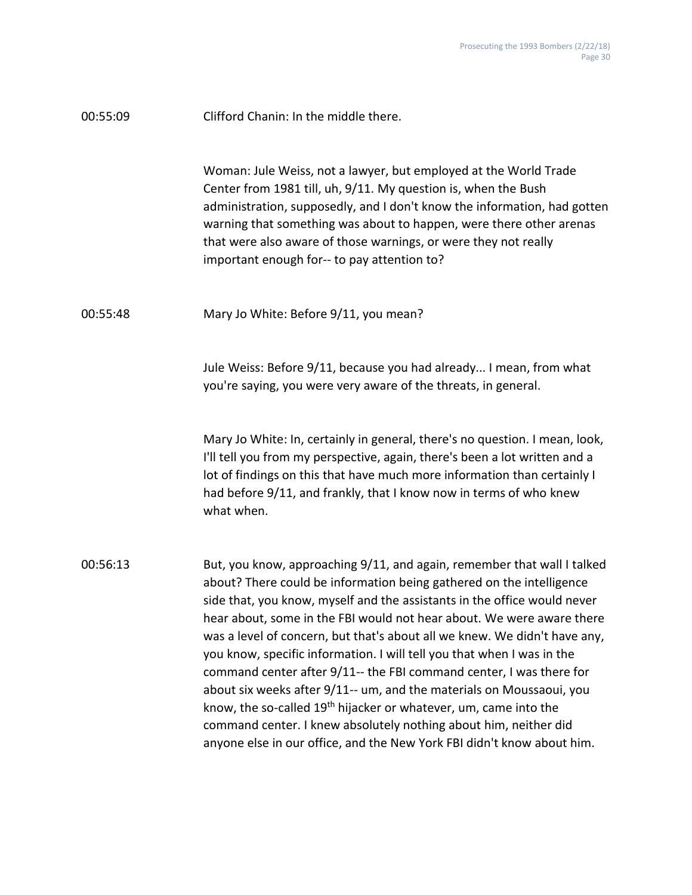00:55:09 Clifford Chanin: In the middle there.

Woman: Jule Weiss, not a lawyer, but employed at the World Trade Center from 1981 till, uh, 9/11. My question is, when the Bush administration, supposedly, and I don't know the information, had gotten warning that something was about to happen, were there other arenas that were also aware of those warnings, or were they not really important enough for-- to pay attention to?

00:55:48 Mary Jo White: Before 9/11, you mean?

Jule Weiss: Before 9/11, because you had already... I mean, from what you're saying, you were very aware of the threats, in general.

Mary Jo White: In, certainly in general, there's no question. I mean, look, I'll tell you from my perspective, again, there's been a lot written and a lot of findings on this that have much more information than certainly I had before 9/11, and frankly, that I know now in terms of who knew what when.

00:56:13 But, you know, approaching 9/11, and again, remember that wall I talked about? There could be information being gathered on the intelligence side that, you know, myself and the assistants in the office would never hear about, some in the FBI would not hear about. We were aware there was a level of concern, but that's about all we knew. We didn't have any, you know, specific information. I will tell you that when I was in the command center after 9/11-- the FBI command center, I was there for about six weeks after 9/11-- um, and the materials on Moussaoui, you know, the so-called 19th hijacker or whatever, um, came into the command center. I knew absolutely nothing about him, neither did anyone else in our office, and the New York FBI didn't know about him.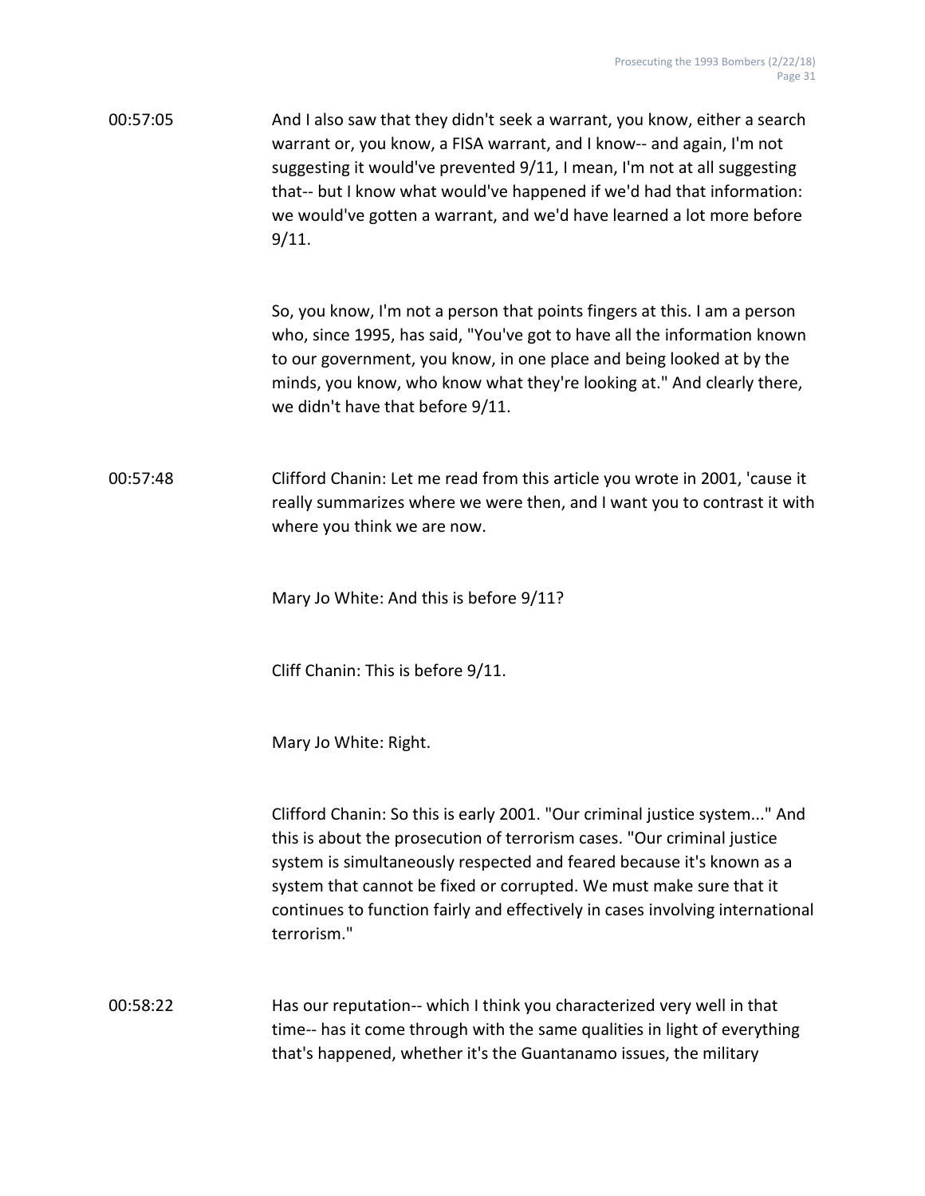00:57:05 And I also saw that they didn't seek a warrant, you know, either a search warrant or, you know, a FISA warrant, and I know-- and again, I'm not suggesting it would've prevented 9/11, I mean, I'm not at all suggesting that-- but I know what would've happened if we'd had that information: we would've gotten a warrant, and we'd have learned a lot more before 9/11.

So, you know, I'm not a person that points fingers at this. I am a person who, since 1995, has said, "You've got to have all the information known to our government, you know, in one place and being looked at by the minds, you know, who know what they're looking at." And clearly there, we didn't have that before 9/11.

00:57:48 Clifford Chanin: Let me read from this article you wrote in 2001, 'cause it really summarizes where we were then, and I want you to contrast it with where you think we are now.

Mary Jo White: And this is before 9/11?

Cliff Chanin: This is before 9/11.

Mary Jo White: Right.

Clifford Chanin: So this is early 2001. "Our criminal justice system..." And this is about the prosecution of terrorism cases. "Our criminal justice system is simultaneously respected and feared because it's known as a system that cannot be fixed or corrupted. We must make sure that it continues to function fairly and effectively in cases involving international terrorism."

00:58:22 Has our reputation-- which I think you characterized very well in that time-- has it come through with the same qualities in light of everything that's happened, whether it's the Guantanamo issues, the military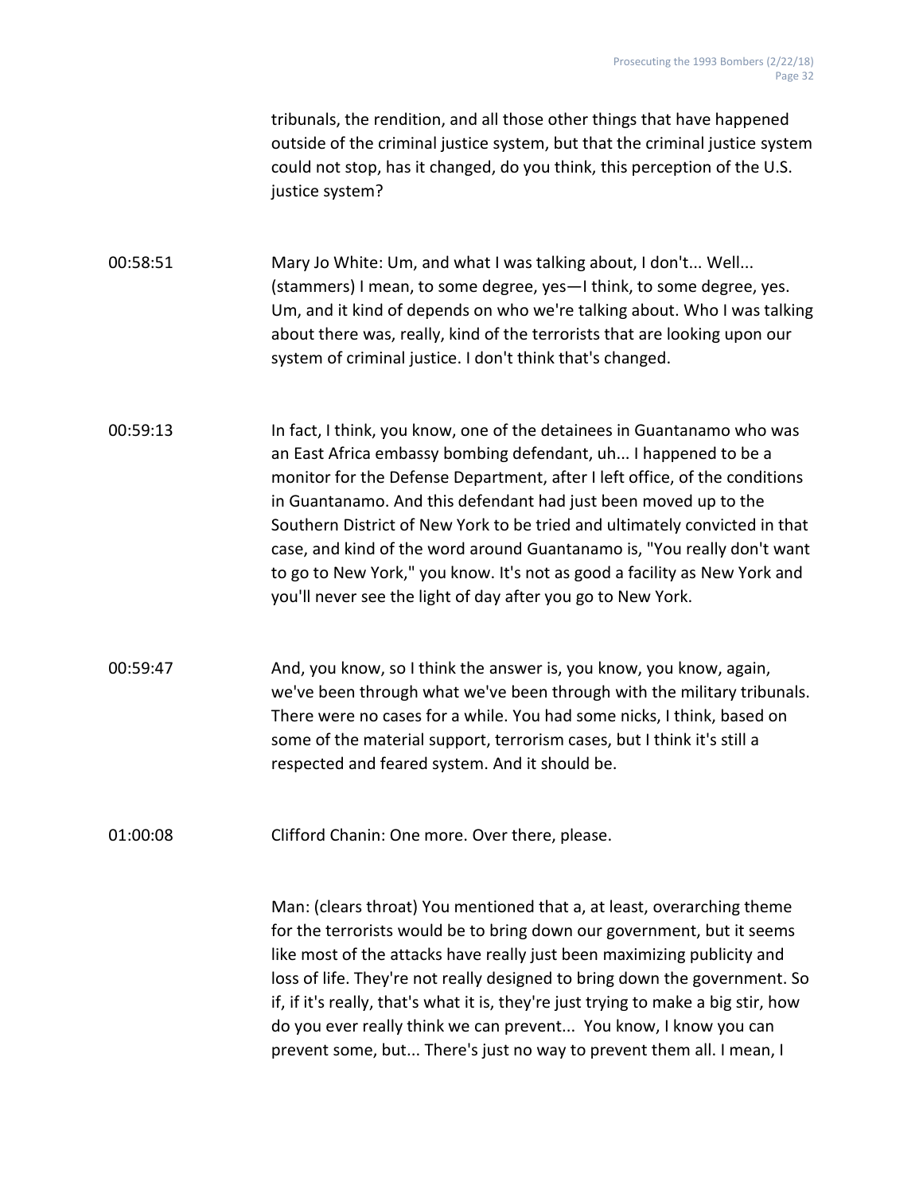tribunals, the rendition, and all those other things that have happened outside of the criminal justice system, but that the criminal justice system could not stop, has it changed, do you think, this perception of the U.S. justice system?

00:58:51 Mary Jo White: Um, and what I was talking about, I don't... Well... (stammers) I mean, to some degree, yes—I think, to some degree, yes. Um, and it kind of depends on who we're talking about. Who I was talking about there was, really, kind of the terrorists that are looking upon our system of criminal justice. I don't think that's changed.

00:59:13 In fact, I think, you know, one of the detainees in Guantanamo who was an East Africa embassy bombing defendant, uh... I happened to be a monitor for the Defense Department, after I left office, of the conditions in Guantanamo. And this defendant had just been moved up to the Southern District of New York to be tried and ultimately convicted in that case, and kind of the word around Guantanamo is, "You really don't want to go to New York," you know. It's not as good a facility as New York and you'll never see the light of day after you go to New York.

00:59:47 And, you know, so I think the answer is, you know, you know, again, we've been through what we've been through with the military tribunals. There were no cases for a while. You had some nicks, I think, based on some of the material support, terrorism cases, but I think it's still a respected and feared system. And it should be.

01:00:08 Clifford Chanin: One more. Over there, please.

Man: (clears throat) You mentioned that a, at least, overarching theme for the terrorists would be to bring down our government, but it seems like most of the attacks have really just been maximizing publicity and loss of life. They're not really designed to bring down the government. So if, if it's really, that's what it is, they're just trying to make a big stir, how do you ever really think we can prevent... You know, I know you can prevent some, but... There's just no way to prevent them all. I mean, I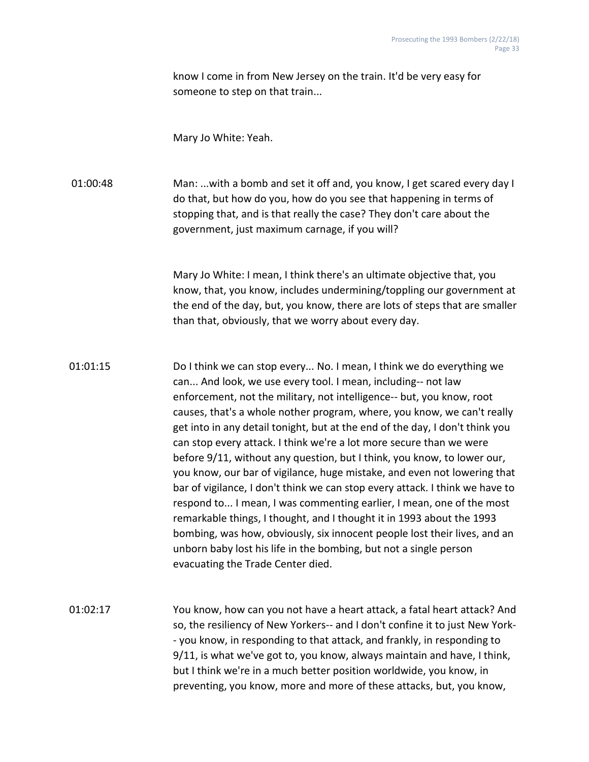know I come in from New Jersey on the train. It'd be very easy for someone to step on that train...

Mary Jo White: Yeah.

01:00:48 Man: ...with a bomb and set it off and, you know, I get scared every day I do that, but how do you, how do you see that happening in terms of stopping that, and is that really the case? They don't care about the government, just maximum carnage, if you will?

Mary Jo White: I mean, I think there's an ultimate objective that, you know, that, you know, includes undermining/toppling our government at the end of the day, but, you know, there are lots of steps that are smaller than that, obviously, that we worry about every day.

01:01:15 Do I think we can stop every... No. I mean, I think we do everything we can... And look, we use every tool. I mean, including-- not law enforcement, not the military, not intelligence-- but, you know, root causes, that's a whole nother program, where, you know, we can't really get into in any detail tonight, but at the end of the day, I don't think you can stop every attack. I think we're a lot more secure than we were before 9/11, without any question, but I think, you know, to lower our, you know, our bar of vigilance, huge mistake, and even not lowering that bar of vigilance, I don't think we can stop every attack. I think we have to respond to... I mean, I was commenting earlier, I mean, one of the most remarkable things, I thought, and I thought it in 1993 about the 1993 bombing, was how, obviously, six innocent people lost their lives, and an unborn baby lost his life in the bombing, but not a single person evacuating the Trade Center died.

01:02:17 You know, how can you not have a heart attack, a fatal heart attack? And so, the resiliency of New Yorkers-- and I don't confine it to just New York-- you know, in responding to that attack, and frankly, in responding to 9/11, is what we've got to, you know, always maintain and have, I think, but I think we're in a much better position worldwide, you know, in preventing, you know, more and more of these attacks, but, you know,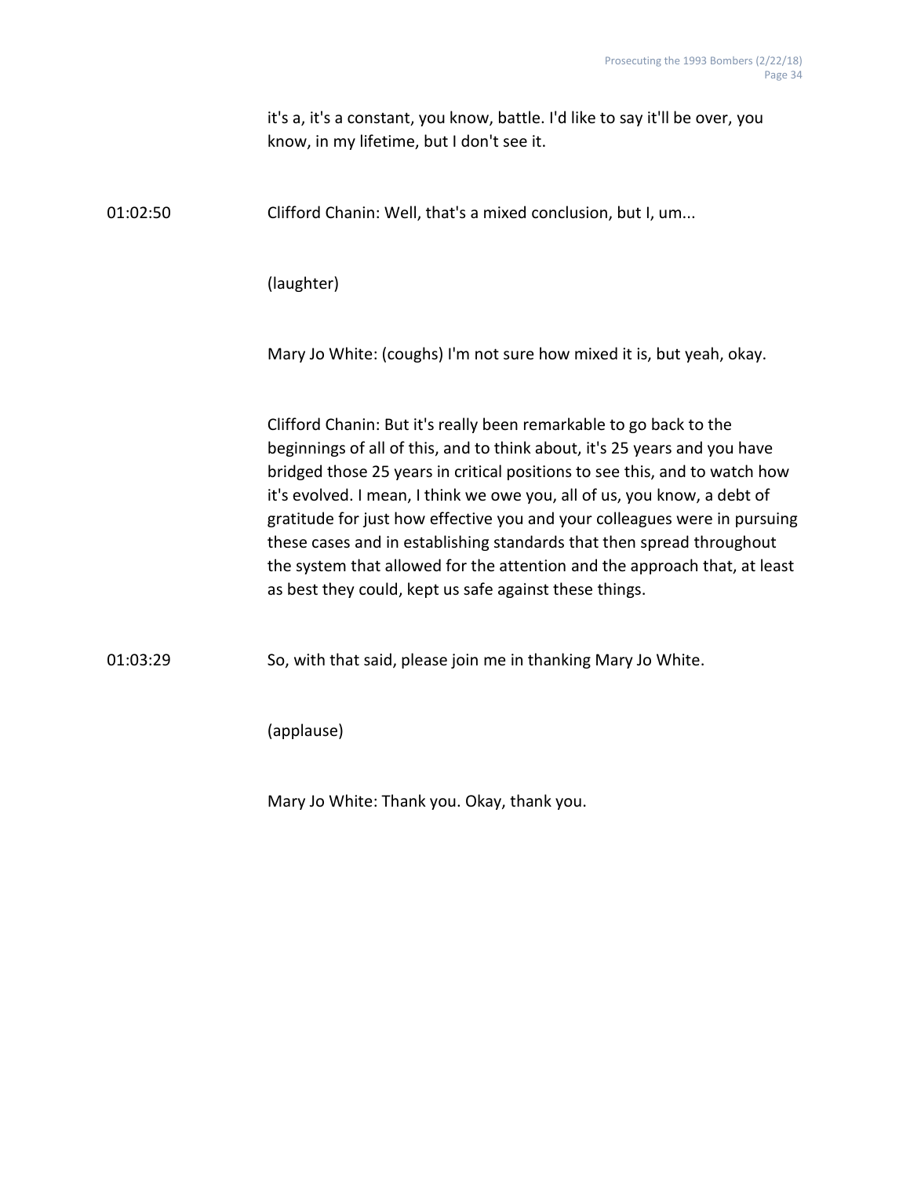it's a, it's a constant, you know, battle. I'd like to say it'll be over, you know, in my lifetime, but I don't see it.

01:02:50 Clifford Chanin: Well, that's a mixed conclusion, but I, um...

(laughter)

Mary Jo White: (coughs) I'm not sure how mixed it is, but yeah, okay.

Clifford Chanin: But it's really been remarkable to go back to the beginnings of all of this, and to think about, it's 25 years and you have bridged those 25 years in critical positions to see this, and to watch how it's evolved. I mean, I think we owe you, all of us, you know, a debt of gratitude for just how effective you and your colleagues were in pursuing these cases and in establishing standards that then spread throughout the system that allowed for the attention and the approach that, at least as best they could, kept us safe against these things.

01:03:29 So, with that said, please join me in thanking Mary Jo White.

(applause)

Mary Jo White: Thank you. Okay, thank you.